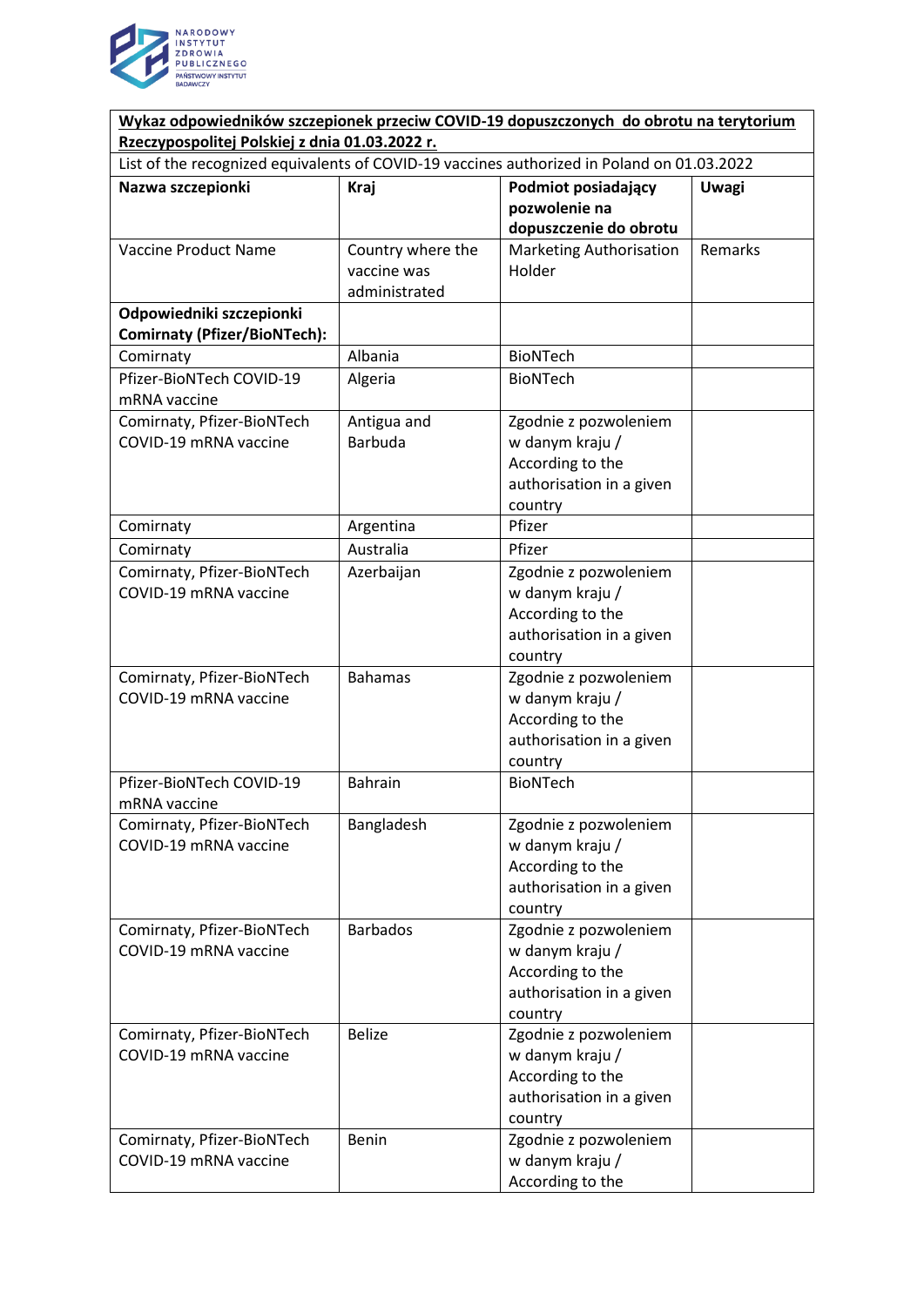| **Wykaz odpowiedników szczepionek przeciw COVID-19 dopuszczonych do obrotu na terytorium Rzeczypospolitej Polskiej z dnia 01.03.2022 r.** | | | |
|---|---|---|---|
| List of the recognized equivalents of COVID-19 vaccines authorized in Poland on 01.03.2022 | | | |
| **Nazwa szczepionki** | **Kraj** | **Podmiot posiadający pozwolenie na dopuszczenie do obrotu** | **Uwagi** |
| Vaccine Product Name | Country where the vaccine was administrated | Marketing Authorisation Holder | Remarks |
| **Odpowiedniki szczepionki Comirnaty (Pfizer/BioNTech):** | | | |
| Comirnaty | Albania | BioNTech | |
| Pfizer-BioNTech COVID-19 mRNA vaccine | Algeria | BioNTech | |
| Comirnaty, Pfizer-BioNTech COVID-19 mRNA vaccine | Antigua and Barbuda | Zgodnie z pozwoleniem w danym kraju / According to the authorisation in a given country | |
| Comirnaty | Argentina | Pfizer | |
| Comirnaty | Australia | Pfizer | |
| Comirnaty, Pfizer-BioNTech COVID-19 mRNA vaccine | Azerbaijan | Zgodnie z pozwoleniem w danym kraju / According to the authorisation in a given country | |
| Comirnaty, Pfizer-BioNTech COVID-19 mRNA vaccine | Bahamas | Zgodnie z pozwoleniem w danym kraju / According to the authorisation in a given country | |
| Pfizer-BioNTech COVID-19 mRNA vaccine | Bahrain | BioNTech | |
| Comirnaty, Pfizer-BioNTech COVID-19 mRNA vaccine | Bangladesh | Zgodnie z pozwoleniem w danym kraju / According to the authorisation in a given country | |
| Comirnaty, Pfizer-BioNTech COVID-19 mRNA vaccine | Barbados | Zgodnie z pozwoleniem w danym kraju / According to the authorisation in a given country | |
| Comirnaty, Pfizer-BioNTech COVID-19 mRNA vaccine | Belize | Zgodnie z pozwoleniem w danym kraju / According to the authorisation in a given country | |
| Comirnaty, Pfizer-BioNTech COVID-19 mRNA vaccine | Benin | Zgodnie z pozwoleniem w danym kraju / According to the | |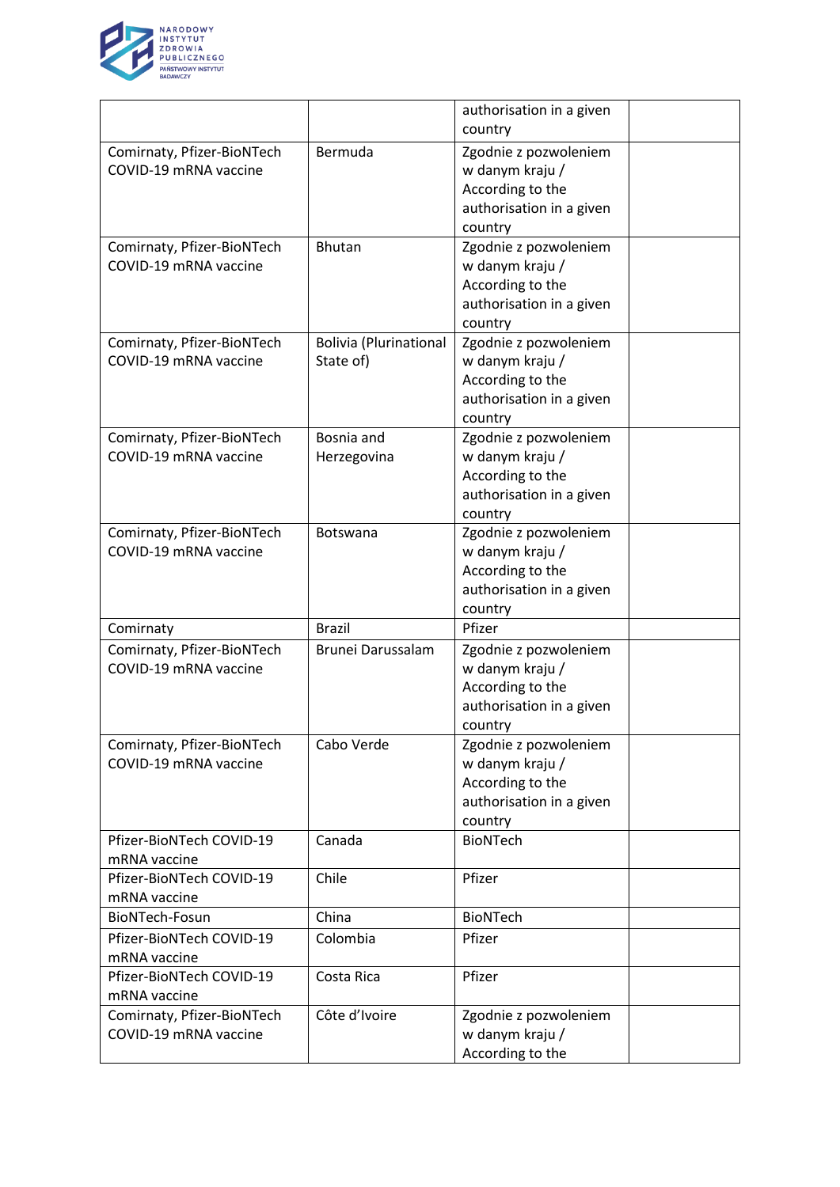| | | authorisation in a given country | |
|---|---|---|---|
| Comirnaty, Pfizer-BioNTech COVID-19 mRNA vaccine | Bermuda | Zgodnie z pozwoleniem w danym kraju / According to the authorisation in a given country | |
| Comirnaty, Pfizer-BioNTech COVID-19 mRNA vaccine | Bhutan | Zgodnie z pozwoleniem w danym kraju / According to the authorisation in a given country | |
| Comirnaty, Pfizer-BioNTech COVID-19 mRNA vaccine | Bolivia (Plurinational State of) | Zgodnie z pozwoleniem w danym kraju / According to the authorisation in a given country | |
| Comirnaty, Pfizer-BioNTech COVID-19 mRNA vaccine | Bosnia and Herzegovina | Zgodnie z pozwoleniem w danym kraju / According to the authorisation in a given country | |
| Comirnaty, Pfizer-BioNTech COVID-19 mRNA vaccine | Botswana | Zgodnie z pozwoleniem w danym kraju / According to the authorisation in a given country | |
| Comirnaty | Brazil | Pfizer | |
| Comirnaty, Pfizer-BioNTech COVID-19 mRNA vaccine | Brunei Darussalam | Zgodnie z pozwoleniem w danym kraju / According to the authorisation in a given country | |
| Comirnaty, Pfizer-BioNTech COVID-19 mRNA vaccine | Cabo Verde | Zgodnie z pozwoleniem w danym kraju / According to the authorisation in a given country | |
| Pfizer-BioNTech COVID-19 mRNA vaccine | Canada | BioNTech | |
| Pfizer-BioNTech COVID-19 mRNA vaccine | Chile | Pfizer | |
| BioNTech-Fosun | China | BioNTech | |
| Pfizer-BioNTech COVID-19 mRNA vaccine | Colombia | Pfizer | |
| Pfizer-BioNTech COVID-19 mRNA vaccine | Costa Rica | Pfizer | |
| Comirnaty, Pfizer-BioNTech COVID-19 mRNA vaccine | Côte d'Ivoire | Zgodnie z pozwoleniem w danym kraju / According to the | |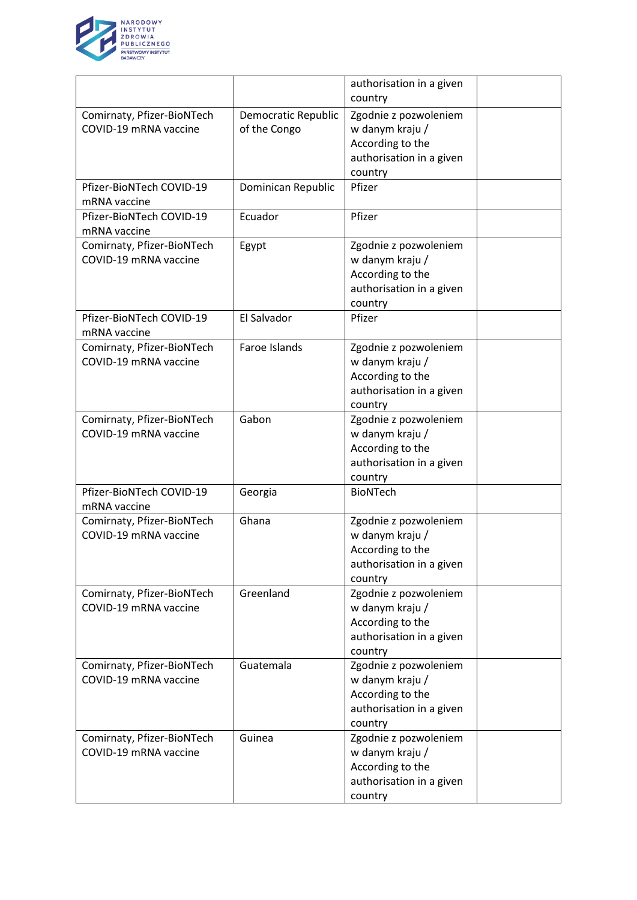| | | authorisation in a given country | |
|---|---|---|---|
| Comirnaty, Pfizer-BioNTech COVID-19 mRNA vaccine | Democratic Republic of the Congo | Zgodnie z pozwoleniem w danym kraju / According to the authorisation in a given country | |
| Pfizer-BioNTech COVID-19 mRNA vaccine | Dominican Republic | Pfizer | |
| Pfizer-BioNTech COVID-19 mRNA vaccine | Ecuador | Pfizer | |
| Comirnaty, Pfizer-BioNTech COVID-19 mRNA vaccine | Egypt | Zgodnie z pozwoleniem w danym kraju / According to the authorisation in a given country | |
| Pfizer-BioNTech COVID-19 mRNA vaccine | El Salvador | Pfizer | |
| Comirnaty, Pfizer-BioNTech COVID-19 mRNA vaccine | Faroe Islands | Zgodnie z pozwoleniem w danym kraju / According to the authorisation in a given country | |
| Comirnaty, Pfizer-BioNTech COVID-19 mRNA vaccine | Gabon | Zgodnie z pozwoleniem w danym kraju / According to the authorisation in a given country | |
| Pfizer-BioNTech COVID-19 mRNA vaccine | Georgia | BioNTech | |
| Comirnaty, Pfizer-BioNTech COVID-19 mRNA vaccine | Ghana | Zgodnie z pozwoleniem w danym kraju / According to the authorisation in a given country | |
| Comirnaty, Pfizer-BioNTech COVID-19 mRNA vaccine | Greenland | Zgodnie z pozwoleniem w danym kraju / According to the authorisation in a given country | |
| Comirnaty, Pfizer-BioNTech COVID-19 mRNA vaccine | Guatemala | Zgodnie z pozwoleniem w danym kraju / According to the authorisation in a given country | |
| Comirnaty, Pfizer-BioNTech COVID-19 mRNA vaccine | Guinea | Zgodnie z pozwoleniem w danym kraju / According to the authorisation in a given country | |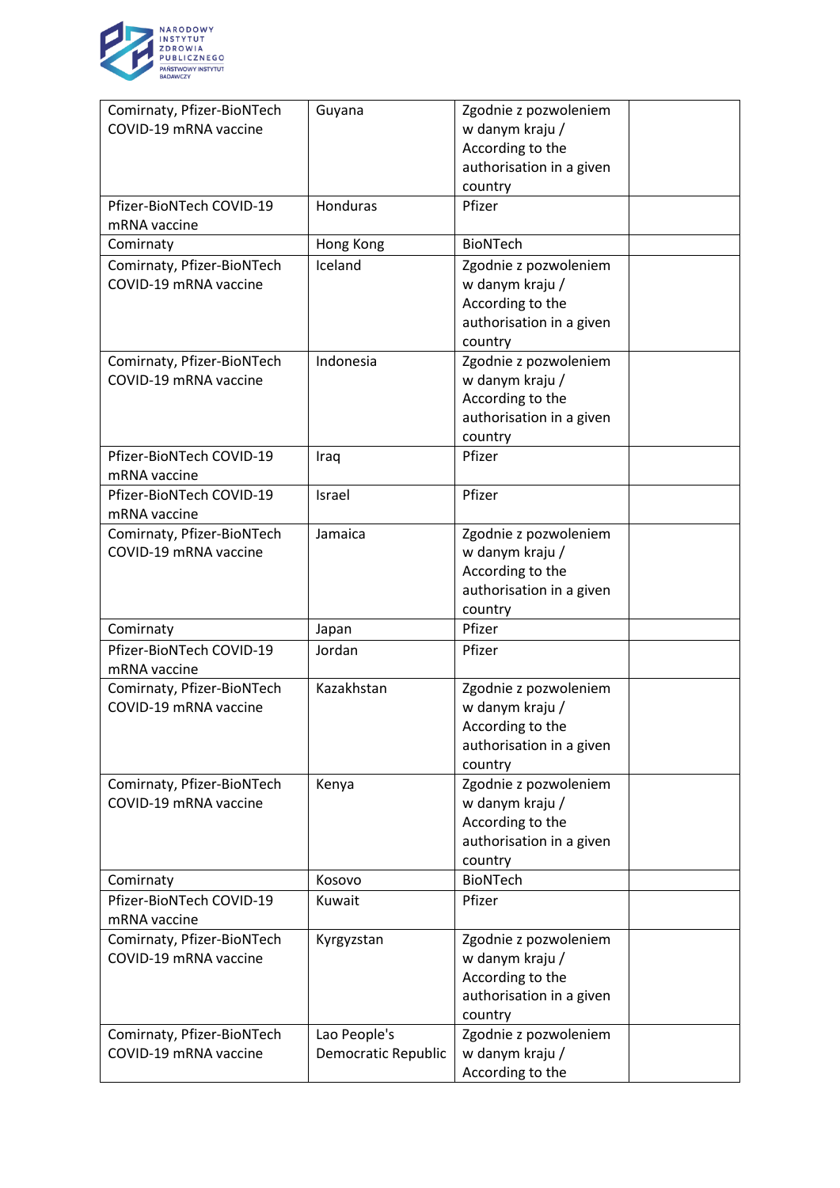| Comirnaty, Pfizer-BioNTech COVID-19 mRNA vaccine | Guyana | Zgodnie z pozwoleniem w danym kraju / According to the authorisation in a given country | |
|---|---|---|---|
| Pfizer-BioNTech COVID-19 mRNA vaccine | Honduras | Pfizer | |
| Comirnaty | Hong Kong | BioNTech | |
| Comirnaty, Pfizer-BioNTech COVID-19 mRNA vaccine | Iceland | Zgodnie z pozwoleniem w danym kraju / According to the authorisation in a given country | |
| Comirnaty, Pfizer-BioNTech COVID-19 mRNA vaccine | Indonesia | Zgodnie z pozwoleniem w danym kraju / According to the authorisation in a given country | |
| Pfizer-BioNTech COVID-19 mRNA vaccine | Iraq | Pfizer | |
| Pfizer-BioNTech COVID-19 mRNA vaccine | Israel | Pfizer | |
| Comirnaty, Pfizer-BioNTech COVID-19 mRNA vaccine | Jamaica | Zgodnie z pozwoleniem w danym kraju / According to the authorisation in a given country | |
| Comirnaty | Japan | Pfizer | |
| Pfizer-BioNTech COVID-19 mRNA vaccine | Jordan | Pfizer | |
| Comirnaty, Pfizer-BioNTech COVID-19 mRNA vaccine | Kazakhstan | Zgodnie z pozwoleniem w danym kraju / According to the authorisation in a given country | |
| Comirnaty, Pfizer-BioNTech COVID-19 mRNA vaccine | Kenya | Zgodnie z pozwoleniem w danym kraju / According to the authorisation in a given country | |
| Comirnaty | Kosovo | BioNTech | |
| Pfizer-BioNTech COVID-19 mRNA vaccine | Kuwait | Pfizer | |
| Comirnaty, Pfizer-BioNTech COVID-19 mRNA vaccine | Kyrgyzstan | Zgodnie z pozwoleniem w danym kraju / According to the authorisation in a given country | |
| Comirnaty, Pfizer-BioNTech COVID-19 mRNA vaccine | Lao People's Democratic Republic | Zgodnie z pozwoleniem w danym kraju / According to the | |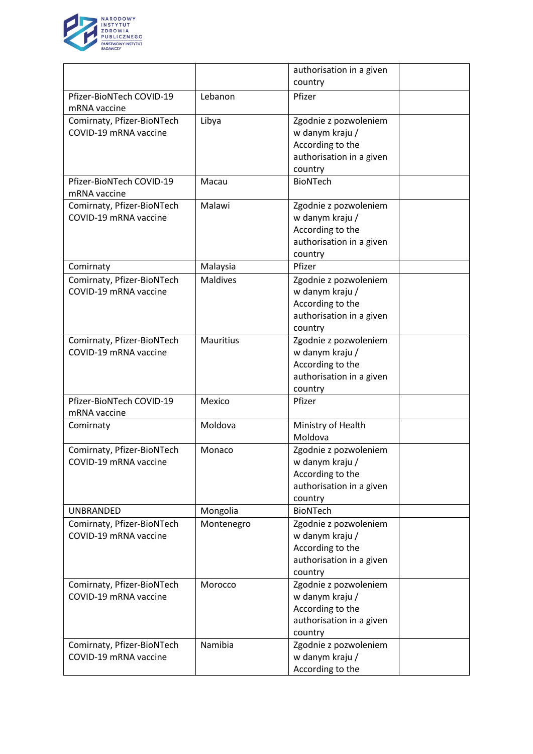| | | authorisation in a given country | |
|---|---|---|---|
| Pfizer-BioNTech COVID-19 mRNA vaccine | Lebanon | Pfizer | |
| Comirnaty, Pfizer-BioNTech COVID-19 mRNA vaccine | Libya | Zgodnie z pozwoleniem w danym kraju / According to the authorisation in a given country | |
| Pfizer-BioNTech COVID-19 mRNA vaccine | Macau | BioNTech | |
| Comirnaty, Pfizer-BioNTech COVID-19 mRNA vaccine | Malawi | Zgodnie z pozwoleniem w danym kraju / According to the authorisation in a given country | |
| Comirnaty | Malaysia | Pfizer | |
| Comirnaty, Pfizer-BioNTech COVID-19 mRNA vaccine | Maldives | Zgodnie z pozwoleniem w danym kraju / According to the authorisation in a given country | |
| Comirnaty, Pfizer-BioNTech COVID-19 mRNA vaccine | Mauritius | Zgodnie z pozwoleniem w danym kraju / According to the authorisation in a given country | |
| Pfizer-BioNTech COVID-19 mRNA vaccine | Mexico | Pfizer | |
| Comirnaty | Moldova | Ministry of Health Moldova | |
| Comirnaty, Pfizer-BioNTech COVID-19 mRNA vaccine | Monaco | Zgodnie z pozwoleniem w danym kraju / According to the authorisation in a given country | |
| UNBRANDED | Mongolia | BioNTech | |
| Comirnaty, Pfizer-BioNTech COVID-19 mRNA vaccine | Montenegro | Zgodnie z pozwoleniem w danym kraju / According to the authorisation in a given country | |
| Comirnaty, Pfizer-BioNTech COVID-19 mRNA vaccine | Morocco | Zgodnie z pozwoleniem w danym kraju / According to the authorisation in a given country | |
| Comirnaty, Pfizer-BioNTech COVID-19 mRNA vaccine | Namibia | Zgodnie z pozwoleniem w danym kraju / According to the | |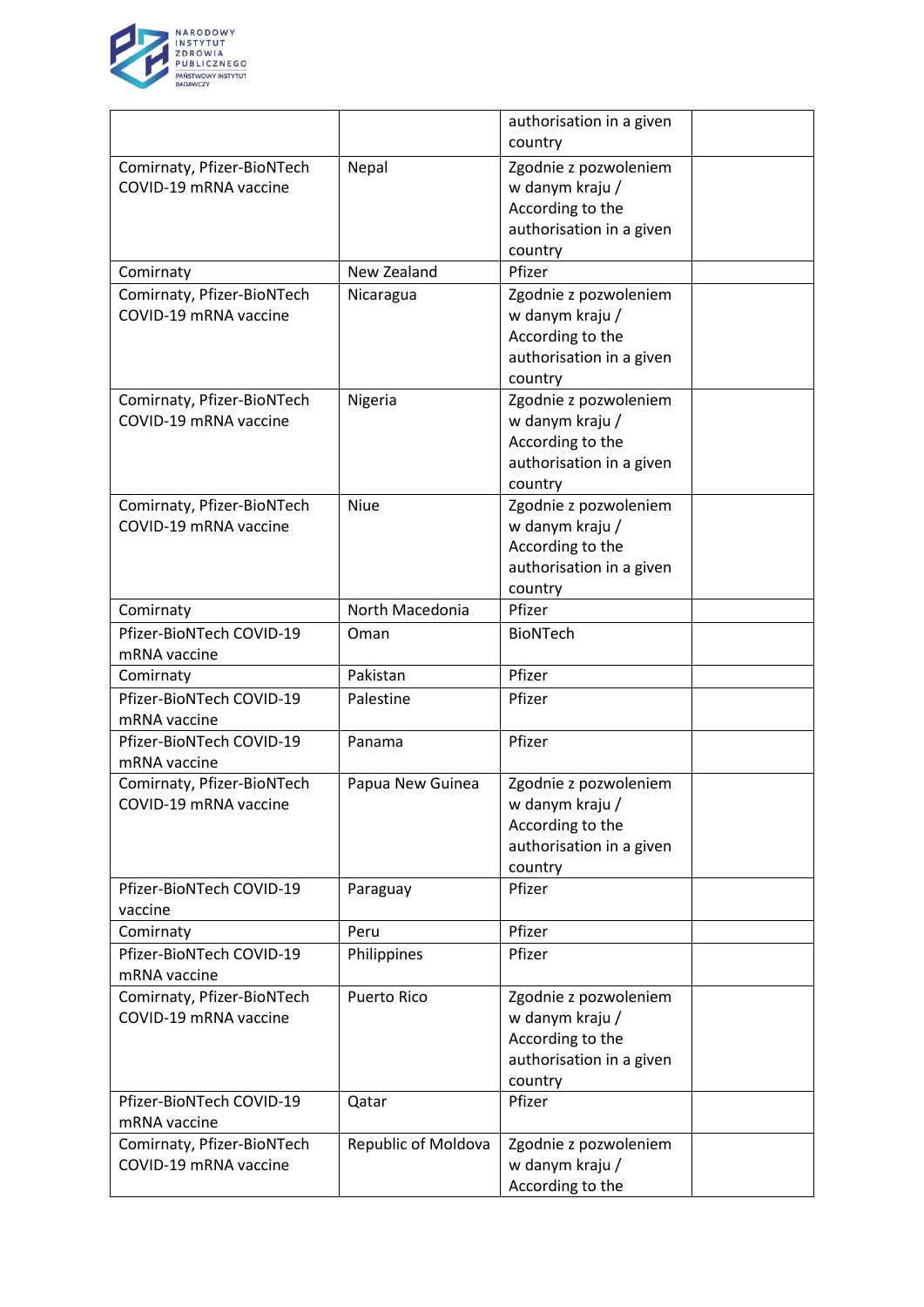| | | authorisation in a given country | |
|---|---|---|---|
| Comirnaty, Pfizer-BioNTech COVID-19 mRNA vaccine | Nepal | Zgodnie z pozwoleniem w danym kraju / According to the authorisation in a given country | |
| Comirnaty | New Zealand | Pfizer | |
| Comirnaty, Pfizer-BioNTech COVID-19 mRNA vaccine | Nicaragua | Zgodnie z pozwoleniem w danym kraju / According to the authorisation in a given country | |
| Comirnaty, Pfizer-BioNTech COVID-19 mRNA vaccine | Nigeria | Zgodnie z pozwoleniem w danym kraju / According to the authorisation in a given country | |
| Comirnaty, Pfizer-BioNTech COVID-19 mRNA vaccine | Niue | Zgodnie z pozwoleniem w danym kraju / According to the authorisation in a given country | |
| Comirnaty | North Macedonia | Pfizer | |
| Pfizer-BioNTech COVID-19 mRNA vaccine | Oman | BioNTech | |
| Comirnaty | Pakistan | Pfizer | |
| Pfizer-BioNTech COVID-19 mRNA vaccine | Palestine | Pfizer | |
| Pfizer-BioNTech COVID-19 mRNA vaccine | Panama | Pfizer | |
| Comirnaty, Pfizer-BioNTech COVID-19 mRNA vaccine | Papua New Guinea | Zgodnie z pozwoleniem w danym kraju / According to the authorisation in a given country | |
| Pfizer-BioNTech COVID-19 vaccine | Paraguay | Pfizer | |
| Comirnaty | Peru | Pfizer | |
| Pfizer-BioNTech COVID-19 mRNA vaccine | Philippines | Pfizer | |
| Comirnaty, Pfizer-BioNTech COVID-19 mRNA vaccine | Puerto Rico | Zgodnie z pozwoleniem w danym kraju / According to the authorisation in a given country | |
| Pfizer-BioNTech COVID-19 mRNA vaccine | Qatar | Pfizer | |
| Comirnaty, Pfizer-BioNTech COVID-19 mRNA vaccine | Republic of Moldova | Zgodnie z pozwoleniem w danym kraju / According to the | |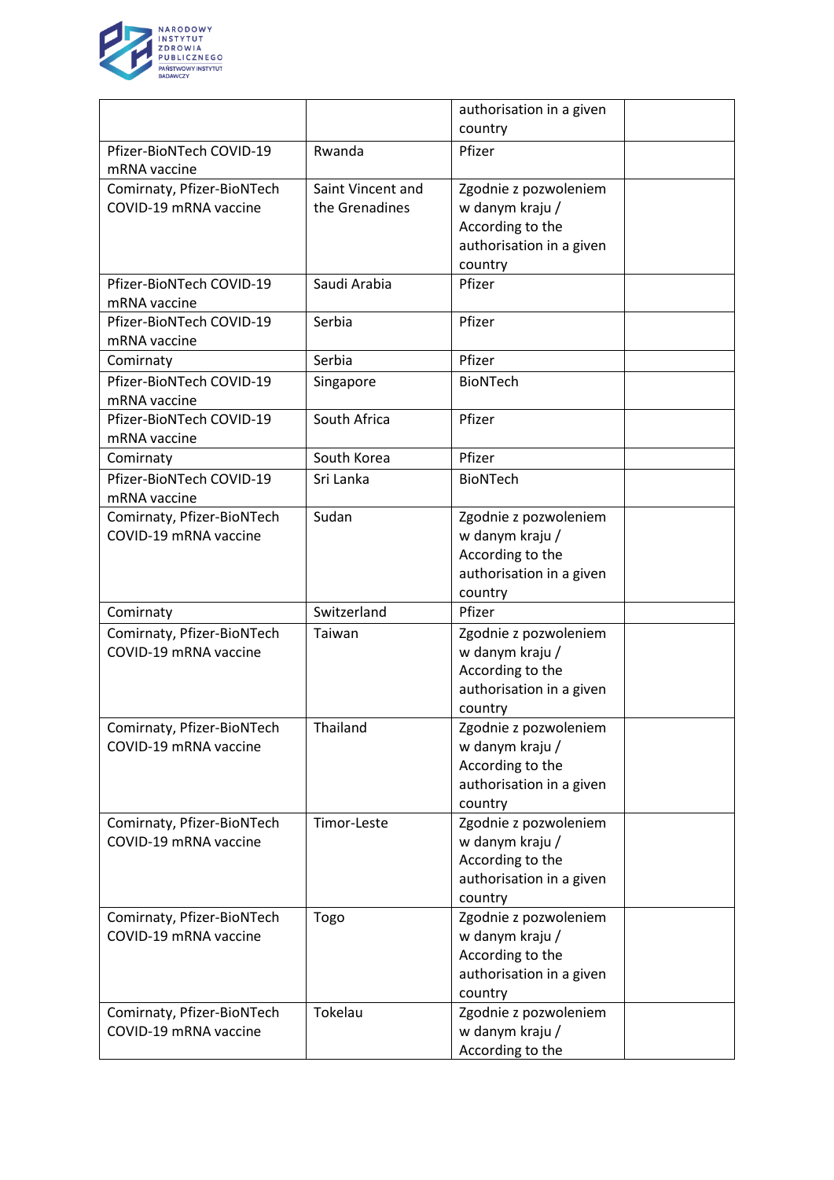| | | authorisation in a given country | |
|---|---|---|---|
| Pfizer-BioNTech COVID-19 mRNA vaccine | Rwanda | Pfizer | |
| Comirnaty, Pfizer-BioNTech COVID-19 mRNA vaccine | Saint Vincent and the Grenadines | Zgodnie z pozwoleniem w danym kraju / According to the authorisation in a given country | |
| Pfizer-BioNTech COVID-19 mRNA vaccine | Saudi Arabia | Pfizer | |
| Pfizer-BioNTech COVID-19 mRNA vaccine | Serbia | Pfizer | |
| Comirnaty | Serbia | Pfizer | |
| Pfizer-BioNTech COVID-19 mRNA vaccine | Singapore | BioNTech | |
| Pfizer-BioNTech COVID-19 mRNA vaccine | South Africa | Pfizer | |
| Comirnaty | South Korea | Pfizer | |
| Pfizer-BioNTech COVID-19 mRNA vaccine | Sri Lanka | BioNTech | |
| Comirnaty, Pfizer-BioNTech COVID-19 mRNA vaccine | Sudan | Zgodnie z pozwoleniem w danym kraju / According to the authorisation in a given country | |
| Comirnaty | Switzerland | Pfizer | |
| Comirnaty, Pfizer-BioNTech COVID-19 mRNA vaccine | Taiwan | Zgodnie z pozwoleniem w danym kraju / According to the authorisation in a given country | |
| Comirnaty, Pfizer-BioNTech COVID-19 mRNA vaccine | Thailand | Zgodnie z pozwoleniem w danym kraju / According to the authorisation in a given country | |
| Comirnaty, Pfizer-BioNTech COVID-19 mRNA vaccine | Timor-Leste | Zgodnie z pozwoleniem w danym kraju / According to the authorisation in a given country | |
| Comirnaty, Pfizer-BioNTech COVID-19 mRNA vaccine | Togo | Zgodnie z pozwoleniem w danym kraju / According to the authorisation in a given country | |
| Comirnaty, Pfizer-BioNTech COVID-19 mRNA vaccine | Tokelau | Zgodnie z pozwoleniem w danym kraju / According to the | |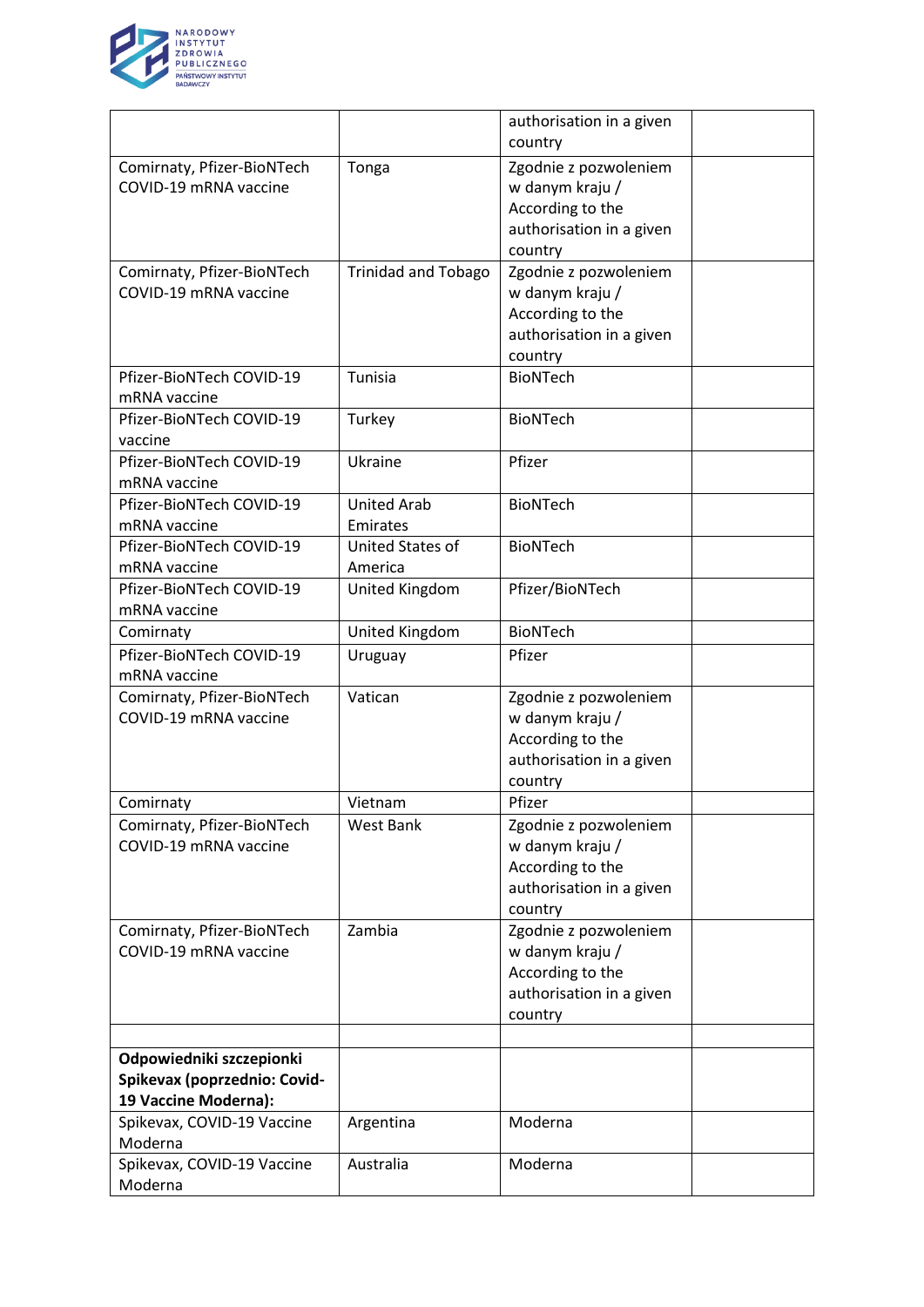| | | | |
|---|---|---|---|
| | | authorisation in a given country | |
| Comirnaty, Pfizer-BioNTech COVID-19 mRNA vaccine | Tonga | Zgodnie z pozwoleniem w danym kraju / According to the authorisation in a given country | |
| Comirnaty, Pfizer-BioNTech COVID-19 mRNA vaccine | Trinidad and Tobago | Zgodnie z pozwoleniem w danym kraju / According to the authorisation in a given country | |
| Pfizer-BioNTech COVID-19 mRNA vaccine | Tunisia | BioNTech | |
| Pfizer-BioNTech COVID-19 vaccine | Turkey | BioNTech | |
| Pfizer-BioNTech COVID-19 mRNA vaccine | Ukraine | Pfizer | |
| Pfizer-BioNTech COVID-19 mRNA vaccine | United Arab Emirates | BioNTech | |
| Pfizer-BioNTech COVID-19 mRNA vaccine | United States of America | BioNTech | |
| Pfizer-BioNTech COVID-19 mRNA vaccine | United Kingdom | Pfizer/BioNTech | |
| Comirnaty | United Kingdom | BioNTech | |
| Pfizer-BioNTech COVID-19 mRNA vaccine | Uruguay | Pfizer | |
| Comirnaty, Pfizer-BioNTech COVID-19 mRNA vaccine | Vatican | Zgodnie z pozwoleniem w danym kraju / According to the authorisation in a given country | |
| Comirnaty | Vietnam | Pfizer | |
| Comirnaty, Pfizer-BioNTech COVID-19 mRNA vaccine | West Bank | Zgodnie z pozwoleniem w danym kraju / According to the authorisation in a given country | |
| Comirnaty, Pfizer-BioNTech COVID-19 mRNA vaccine | Zambia | Zgodnie z pozwoleniem w danym kraju / According to the authorisation in a given country | |
| | | | |
| **Odpowiedniki szczepionki Spikevax (poprzednio: Covid-19 Vaccine Moderna):** | | | |
| Spikevax, COVID-19 Vaccine Moderna | Argentina | Moderna | |
| Spikevax, COVID-19 Vaccine Moderna | Australia | Moderna | |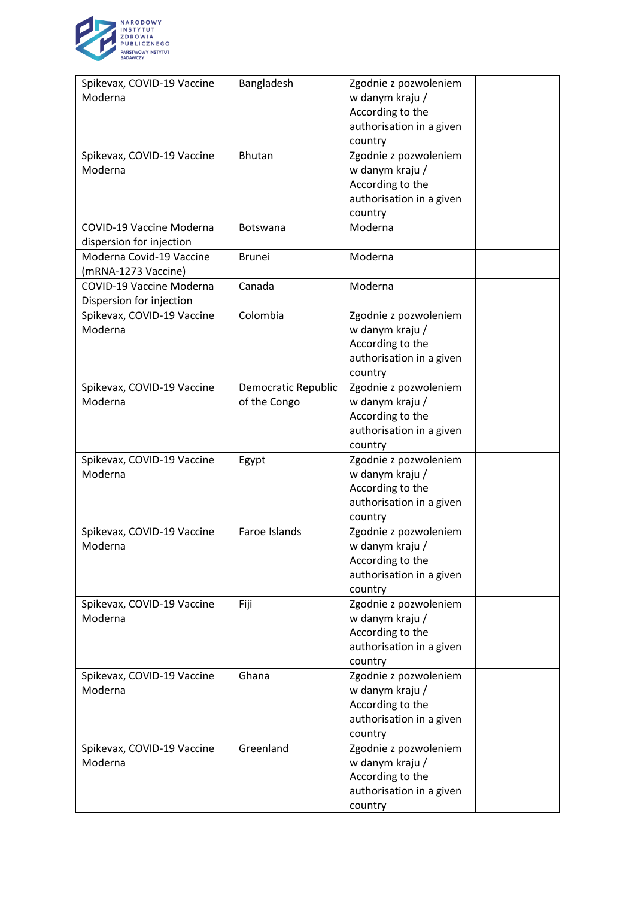| | | | |
|---|---|---|---|
| Spikevax, COVID-19 Vaccine Moderna | Bangladesh | Zgodnie z pozwoleniem w danym kraju / According to the authorisation in a given country | |
| Spikevax, COVID-19 Vaccine Moderna | Bhutan | Zgodnie z pozwoleniem w danym kraju / According to the authorisation in a given country | |
| COVID-19 Vaccine Moderna dispersion for injection | Botswana | Moderna | |
| Moderna Covid-19 Vaccine (mRNA-1273 Vaccine) | Brunei | Moderna | |
| COVID-19 Vaccine Moderna Dispersion for injection | Canada | Moderna | |
| Spikevax, COVID-19 Vaccine Moderna | Colombia | Zgodnie z pozwoleniem w danym kraju / According to the authorisation in a given country | |
| Spikevax, COVID-19 Vaccine Moderna | Democratic Republic of the Congo | Zgodnie z pozwoleniem w danym kraju / According to the authorisation in a given country | |
| Spikevax, COVID-19 Vaccine Moderna | Egypt | Zgodnie z pozwoleniem w danym kraju / According to the authorisation in a given country | |
| Spikevax, COVID-19 Vaccine Moderna | Faroe Islands | Zgodnie z pozwoleniem w danym kraju / According to the authorisation in a given country | |
| Spikevax, COVID-19 Vaccine Moderna | Fiji | Zgodnie z pozwoleniem w danym kraju / According to the authorisation in a given country | |
| Spikevax, COVID-19 Vaccine Moderna | Ghana | Zgodnie z pozwoleniem w danym kraju / According to the authorisation in a given country | |
| Spikevax, COVID-19 Vaccine Moderna | Greenland | Zgodnie z pozwoleniem w danym kraju / According to the authorisation in a given country | |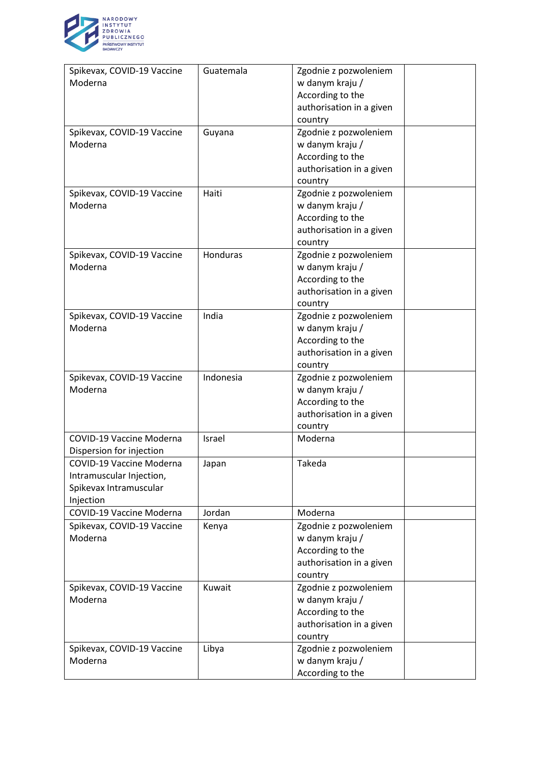| | | | |
|---|---|---|---|
| Spikevax, COVID-19 Vaccine Moderna | Guatemala | Zgodnie z pozwoleniem w danym kraju / According to the authorisation in a given country | |
| Spikevax, COVID-19 Vaccine Moderna | Guyana | Zgodnie z pozwoleniem w danym kraju / According to the authorisation in a given country | |
| Spikevax, COVID-19 Vaccine Moderna | Haiti | Zgodnie z pozwoleniem w danym kraju / According to the authorisation in a given country | |
| Spikevax, COVID-19 Vaccine Moderna | Honduras | Zgodnie z pozwoleniem w danym kraju / According to the authorisation in a given country | |
| Spikevax, COVID-19 Vaccine Moderna | India | Zgodnie z pozwoleniem w danym kraju / According to the authorisation in a given country | |
| Spikevax, COVID-19 Vaccine Moderna | Indonesia | Zgodnie z pozwoleniem w danym kraju / According to the authorisation in a given country | |
| COVID-19 Vaccine Moderna Dispersion for injection | Israel | Moderna | |
| COVID-19 Vaccine Moderna Intramuscular Injection, Spikevax Intramuscular Injection | Japan | Takeda | |
| COVID-19 Vaccine Moderna | Jordan | Moderna | |
| Spikevax, COVID-19 Vaccine Moderna | Kenya | Zgodnie z pozwoleniem w danym kraju / According to the authorisation in a given country | |
| Spikevax, COVID-19 Vaccine Moderna | Kuwait | Zgodnie z pozwoleniem w danym kraju / According to the authorisation in a given country | |
| Spikevax, COVID-19 Vaccine Moderna | Libya | Zgodnie z pozwoleniem w danym kraju / According to the | |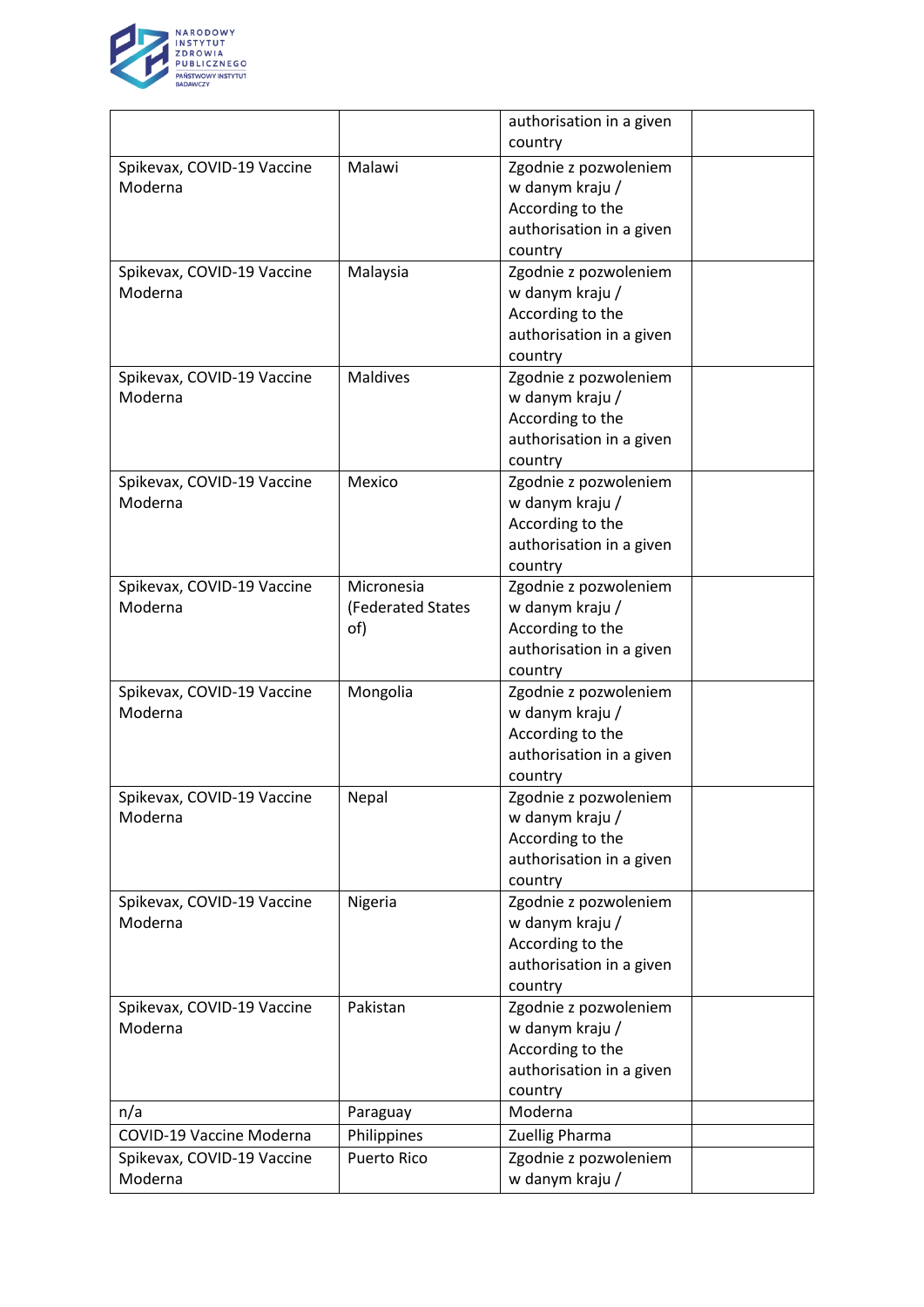| | | authorisation in a given country | |
|---|---|---|---|
| Spikevax, COVID-19 Vaccine Moderna | Malawi | Zgodnie z pozwoleniem w danym kraju / According to the authorisation in a given country | |
| Spikevax, COVID-19 Vaccine Moderna | Malaysia | Zgodnie z pozwoleniem w danym kraju / According to the authorisation in a given country | |
| Spikevax, COVID-19 Vaccine Moderna | Maldives | Zgodnie z pozwoleniem w danym kraju / According to the authorisation in a given country | |
| Spikevax, COVID-19 Vaccine Moderna | Mexico | Zgodnie z pozwoleniem w danym kraju / According to the authorisation in a given country | |
| Spikevax, COVID-19 Vaccine Moderna | Micronesia (Federated States of) | Zgodnie z pozwoleniem w danym kraju / According to the authorisation in a given country | |
| Spikevax, COVID-19 Vaccine Moderna | Mongolia | Zgodnie z pozwoleniem w danym kraju / According to the authorisation in a given country | |
| Spikevax, COVID-19 Vaccine Moderna | Nepal | Zgodnie z pozwoleniem w danym kraju / According to the authorisation in a given country | |
| Spikevax, COVID-19 Vaccine Moderna | Nigeria | Zgodnie z pozwoleniem w danym kraju / According to the authorisation in a given country | |
| Spikevax, COVID-19 Vaccine Moderna | Pakistan | Zgodnie z pozwoleniem w danym kraju / According to the authorisation in a given country | |
| n/a | Paraguay | Moderna | |
| COVID-19 Vaccine Moderna | Philippines | Zuellig Pharma | |
| Spikevax, COVID-19 Vaccine Moderna | Puerto Rico | Zgodnie z pozwoleniem w danym kraju / | |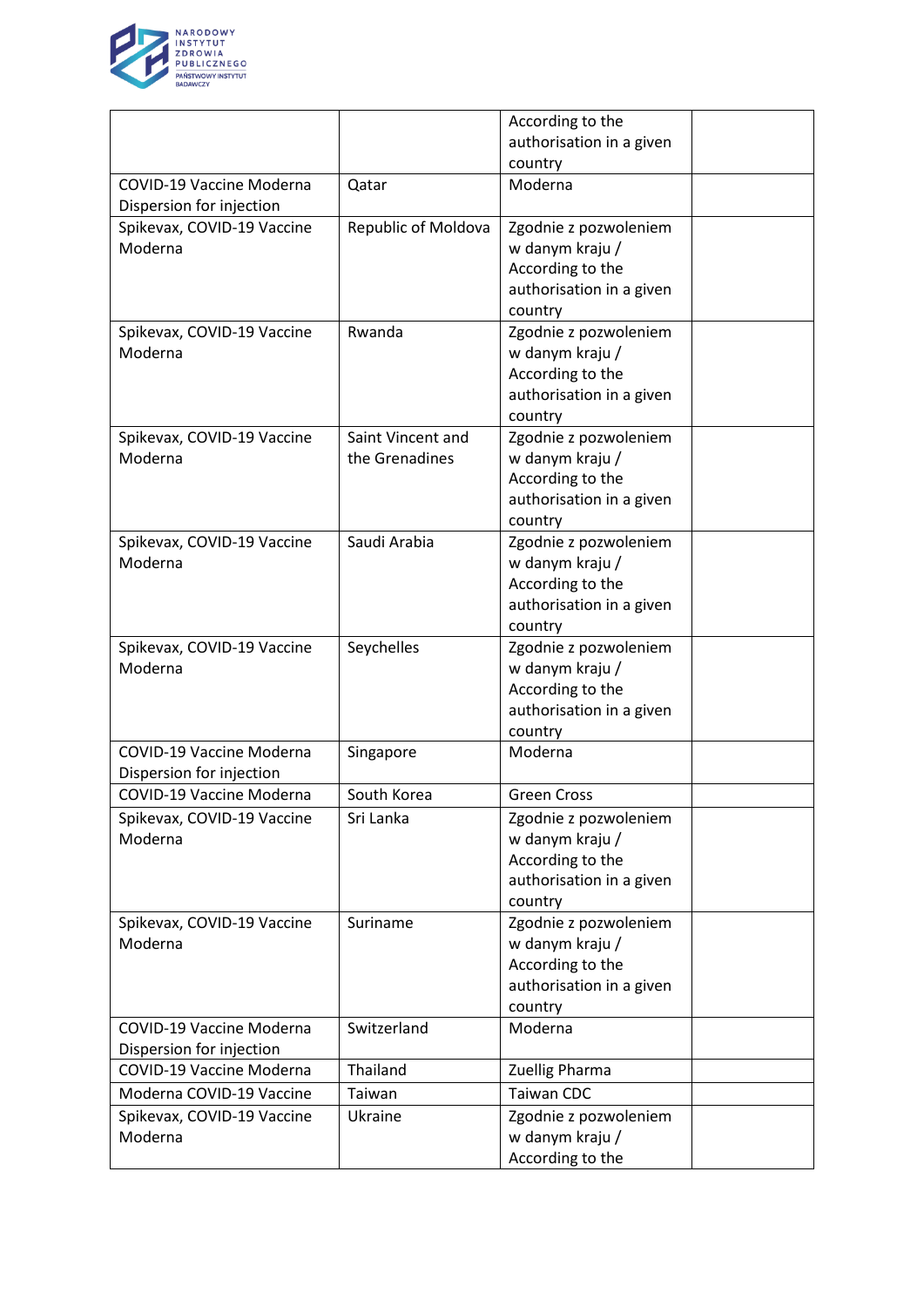|  |  | According to the authorisation in a given country |  |
|---|---|---|---|
| COVID-19 Vaccine Moderna Dispersion for injection | Qatar | Moderna |  |
| Spikevax, COVID-19 Vaccine Moderna | Republic of Moldova | Zgodnie z pozwoleniem w danym kraju / According to the authorisation in a given country |  |
| Spikevax, COVID-19 Vaccine Moderna | Rwanda | Zgodnie z pozwoleniem w danym kraju / According to the authorisation in a given country |  |
| Spikevax, COVID-19 Vaccine Moderna | Saint Vincent and the Grenadines | Zgodnie z pozwoleniem w danym kraju / According to the authorisation in a given country |  |
| Spikevax, COVID-19 Vaccine Moderna | Saudi Arabia | Zgodnie z pozwoleniem w danym kraju / According to the authorisation in a given country |  |
| Spikevax, COVID-19 Vaccine Moderna | Seychelles | Zgodnie z pozwoleniem w danym kraju / According to the authorisation in a given country |  |
| COVID-19 Vaccine Moderna Dispersion for injection | Singapore | Moderna |  |
| COVID-19 Vaccine Moderna | South Korea | Green Cross |  |
| Spikevax, COVID-19 Vaccine Moderna | Sri Lanka | Zgodnie z pozwoleniem w danym kraju / According to the authorisation in a given country |  |
| Spikevax, COVID-19 Vaccine Moderna | Suriname | Zgodnie z pozwoleniem w danym kraju / According to the authorisation in a given country |  |
| COVID-19 Vaccine Moderna Dispersion for injection | Switzerland | Moderna |  |
| COVID-19 Vaccine Moderna | Thailand | Zuellig Pharma |  |
| Moderna COVID-19 Vaccine | Taiwan | Taiwan CDC |  |
| Spikevax, COVID-19 Vaccine Moderna | Ukraine | Zgodnie z pozwoleniem w danym kraju / According to the |  |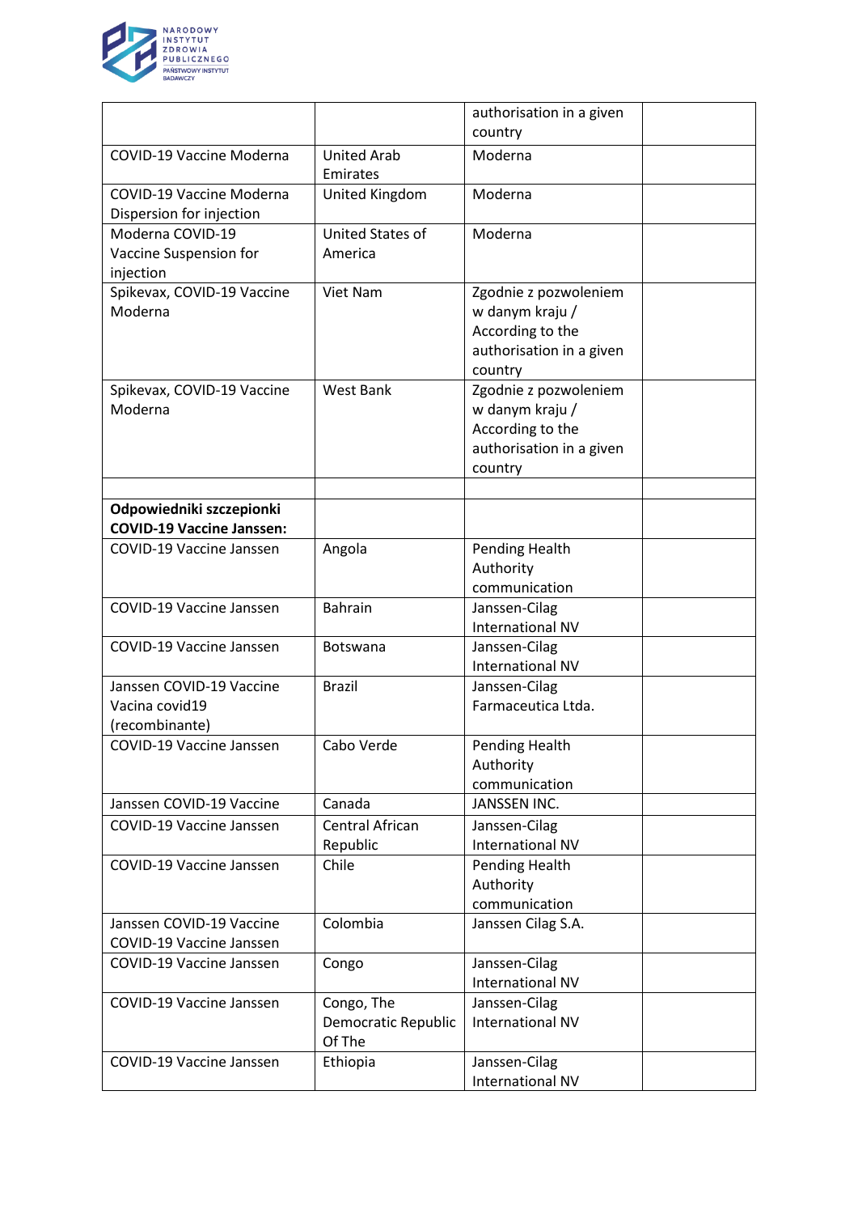|  |  | authorisation in a given country |  |
|---|---|---|---|
| COVID-19 Vaccine Moderna | United Arab Emirates | Moderna |  |
| COVID-19 Vaccine Moderna Dispersion for injection | United Kingdom | Moderna |  |
| Moderna COVID-19 Vaccine Suspension for injection | United States of America | Moderna |  |
| Spikevax, COVID-19 Vaccine Moderna | Viet Nam | Zgodnie z pozwoleniem w danym kraju / According to the authorisation in a given country |  |
| Spikevax, COVID-19 Vaccine Moderna | West Bank | Zgodnie z pozwoleniem w danym kraju / According to the authorisation in a given country |  |
|  |  |  |  |
| **Odpowiedniki szczepionki COVID-19 Vaccine Janssen:** |  |  |  |
| COVID-19 Vaccine Janssen | Angola | Pending Health Authority communication |  |
| COVID-19 Vaccine Janssen | Bahrain | Janssen-Cilag International NV |  |
| COVID-19 Vaccine Janssen | Botswana | Janssen-Cilag International NV |  |
| Janssen COVID-19 Vaccine Vacina covid19 (recombinante) | Brazil | Janssen-Cilag Farmaceutica Ltda. |  |
| COVID-19 Vaccine Janssen | Cabo Verde | Pending Health Authority communication |  |
| Janssen COVID-19 Vaccine | Canada | JANSSEN INC. |  |
| COVID-19 Vaccine Janssen | Central African Republic | Janssen-Cilag International NV |  |
| COVID-19 Vaccine Janssen | Chile | Pending Health Authority communication |  |
| Janssen COVID-19 Vaccine COVID-19 Vaccine Janssen | Colombia | Janssen Cilag S.A. |  |
| COVID-19 Vaccine Janssen | Congo | Janssen-Cilag International NV |  |
| COVID-19 Vaccine Janssen | Congo, The Democratic Republic Of The | Janssen-Cilag International NV |  |
| COVID-19 Vaccine Janssen | Ethiopia | Janssen-Cilag International NV |  |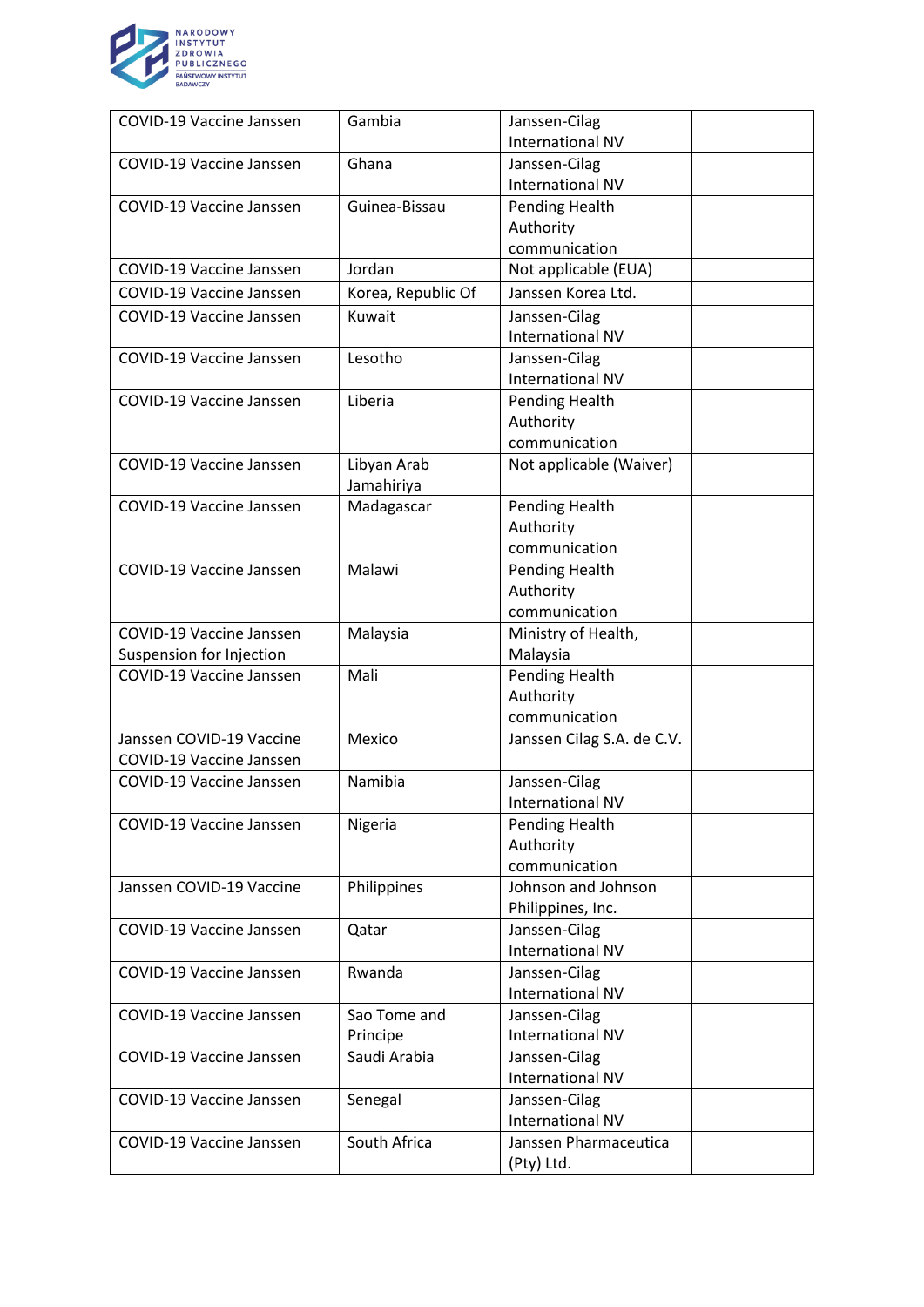| | | | |
|---|---|---|---|
| COVID-19 Vaccine Janssen | Gambia | Janssen-Cilag International NV | |
| COVID-19 Vaccine Janssen | Ghana | Janssen-Cilag International NV | |
| COVID-19 Vaccine Janssen | Guinea-Bissau | Pending Health Authority communication | |
| COVID-19 Vaccine Janssen | Jordan | Not applicable (EUA) | |
| COVID-19 Vaccine Janssen | Korea, Republic Of | Janssen Korea Ltd. | |
| COVID-19 Vaccine Janssen | Kuwait | Janssen-Cilag International NV | |
| COVID-19 Vaccine Janssen | Lesotho | Janssen-Cilag International NV | |
| COVID-19 Vaccine Janssen | Liberia | Pending Health Authority communication | |
| COVID-19 Vaccine Janssen | Libyan Arab Jamahiriya | Not applicable (Waiver) | |
| COVID-19 Vaccine Janssen | Madagascar | Pending Health Authority communication | |
| COVID-19 Vaccine Janssen | Malawi | Pending Health Authority communication | |
| COVID-19 Vaccine Janssen Suspension for Injection | Malaysia | Ministry of Health, Malaysia | |
| COVID-19 Vaccine Janssen | Mali | Pending Health Authority communication | |
| Janssen COVID-19 Vaccine COVID-19 Vaccine Janssen | Mexico | Janssen Cilag S.A. de C.V. | |
| COVID-19 Vaccine Janssen | Namibia | Janssen-Cilag International NV | |
| COVID-19 Vaccine Janssen | Nigeria | Pending Health Authority communication | |
| Janssen COVID-19 Vaccine | Philippines | Johnson and Johnson Philippines, Inc. | |
| COVID-19 Vaccine Janssen | Qatar | Janssen-Cilag International NV | |
| COVID-19 Vaccine Janssen | Rwanda | Janssen-Cilag International NV | |
| COVID-19 Vaccine Janssen | Sao Tome and Principe | Janssen-Cilag International NV | |
| COVID-19 Vaccine Janssen | Saudi Arabia | Janssen-Cilag International NV | |
| COVID-19 Vaccine Janssen | Senegal | Janssen-Cilag International NV | |
| COVID-19 Vaccine Janssen | South Africa | Janssen Pharmaceutica (Pty) Ltd. | |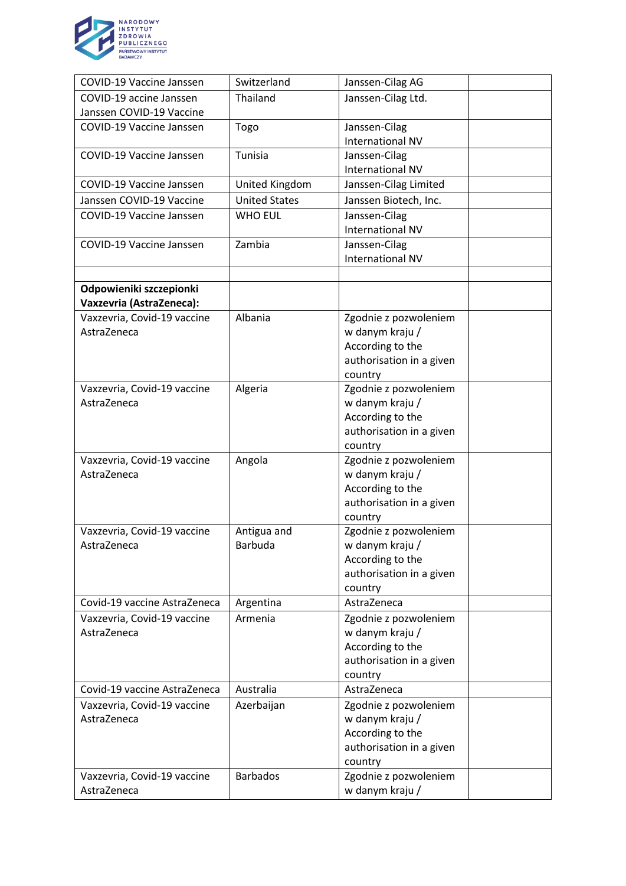| | | | |
|---|---|---|---|
| COVID-19 Vaccine Janssen | Switzerland | Janssen-Cilag AG | |
| COVID-19 accine Janssen Janssen COVID-19 Vaccine | Thailand | Janssen-Cilag Ltd. | |
| COVID-19 Vaccine Janssen | Togo | Janssen-Cilag International NV | |
| COVID-19 Vaccine Janssen | Tunisia | Janssen-Cilag International NV | |
| COVID-19 Vaccine Janssen | United Kingdom | Janssen-Cilag Limited | |
| Janssen COVID-19 Vaccine | United States | Janssen Biotech, Inc. | |
| COVID-19 Vaccine Janssen | WHO EUL | Janssen-Cilag International NV | |
| COVID-19 Vaccine Janssen | Zambia | Janssen-Cilag International NV | |
| | | | |
| **Odpowieniki szczepionki Vaxzevria (AstraZeneca):** | | | |
| Vaxzevria, Covid-19 vaccine AstraZeneca | Albania | Zgodnie z pozwoleniem w danym kraju / According to the authorisation in a given country | |
| Vaxzevria, Covid-19 vaccine AstraZeneca | Algeria | Zgodnie z pozwoleniem w danym kraju / According to the authorisation in a given country | |
| Vaxzevria, Covid-19 vaccine AstraZeneca | Angola | Zgodnie z pozwoleniem w danym kraju / According to the authorisation in a given country | |
| Vaxzevria, Covid-19 vaccine AstraZeneca | Antigua and Barbuda | Zgodnie z pozwoleniem w danym kraju / According to the authorisation in a given country | |
| Covid-19 vaccine AstraZeneca | Argentina | AstraZeneca | |
| Vaxzevria, Covid-19 vaccine AstraZeneca | Armenia | Zgodnie z pozwoleniem w danym kraju / According to the authorisation in a given country | |
| Covid-19 vaccine AstraZeneca | Australia | AstraZeneca | |
| Vaxzevria, Covid-19 vaccine AstraZeneca | Azerbaijan | Zgodnie z pozwoleniem w danym kraju / According to the authorisation in a given country | |
| Vaxzevria, Covid-19 vaccine AstraZeneca | Barbados | Zgodnie z pozwoleniem w danym kraju / | |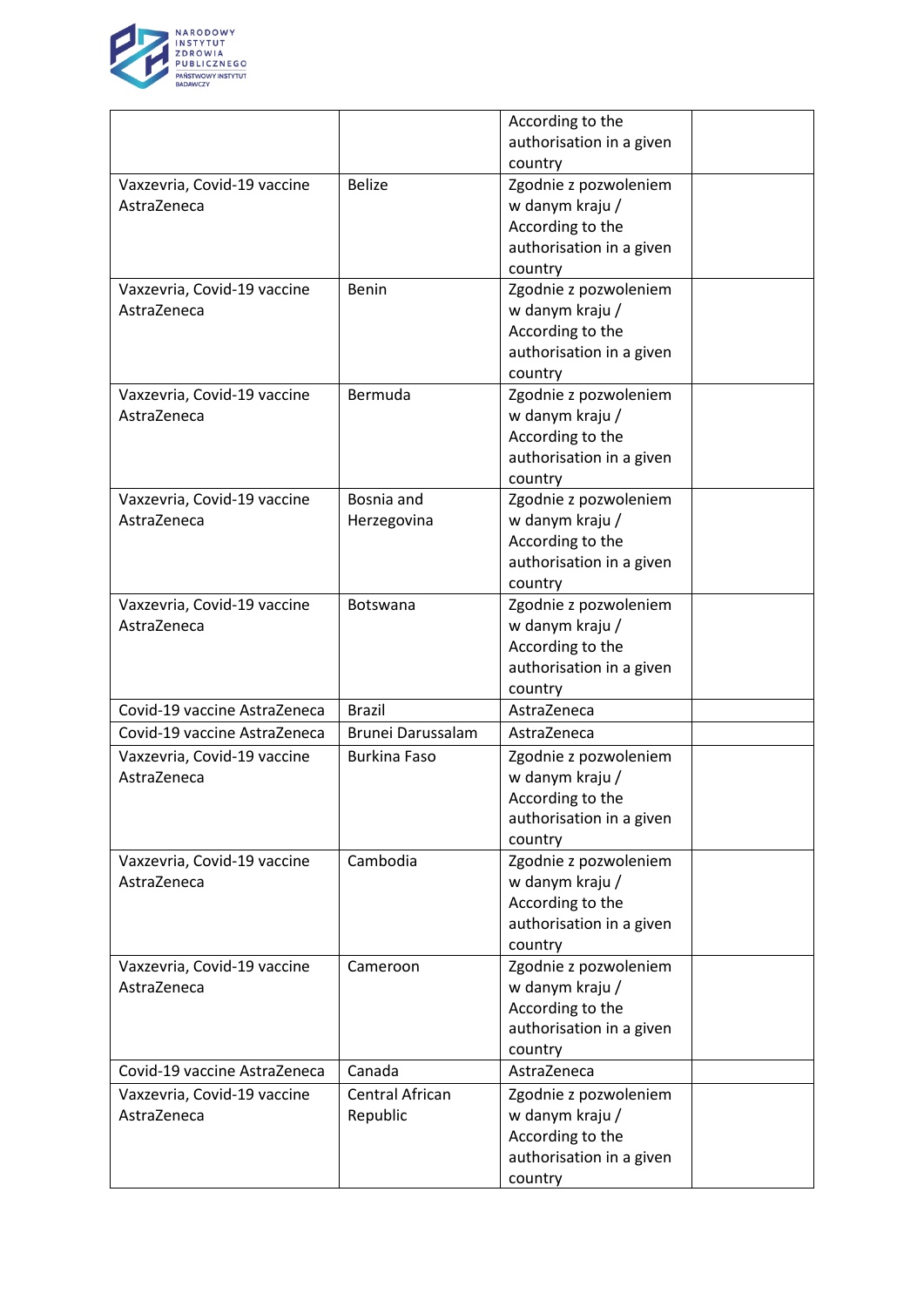| | | According to the authorisation in a given country | |
|---|---|---|---|
| Vaxzevria, Covid-19 vaccine AstraZeneca | Belize | Zgodnie z pozwoleniem w danym kraju / According to the authorisation in a given country | |
| Vaxzevria, Covid-19 vaccine AstraZeneca | Benin | Zgodnie z pozwoleniem w danym kraju / According to the authorisation in a given country | |
| Vaxzevria, Covid-19 vaccine AstraZeneca | Bermuda | Zgodnie z pozwoleniem w danym kraju / According to the authorisation in a given country | |
| Vaxzevria, Covid-19 vaccine AstraZeneca | Bosnia and Herzegovina | Zgodnie z pozwoleniem w danym kraju / According to the authorisation in a given country | |
| Vaxzevria, Covid-19 vaccine AstraZeneca | Botswana | Zgodnie z pozwoleniem w danym kraju / According to the authorisation in a given country | |
| Covid-19 vaccine AstraZeneca | Brazil | AstraZeneca | |
| Covid-19 vaccine AstraZeneca | Brunei Darussalam | AstraZeneca | |
| Vaxzevria, Covid-19 vaccine AstraZeneca | Burkina Faso | Zgodnie z pozwoleniem w danym kraju / According to the authorisation in a given country | |
| Vaxzevria, Covid-19 vaccine AstraZeneca | Cambodia | Zgodnie z pozwoleniem w danym kraju / According to the authorisation in a given country | |
| Vaxzevria, Covid-19 vaccine AstraZeneca | Cameroon | Zgodnie z pozwoleniem w danym kraju / According to the authorisation in a given country | |
| Covid-19 vaccine AstraZeneca | Canada | AstraZeneca | |
| Vaxzevria, Covid-19 vaccine AstraZeneca | Central African Republic | Zgodnie z pozwoleniem w danym kraju / According to the authorisation in a given country | |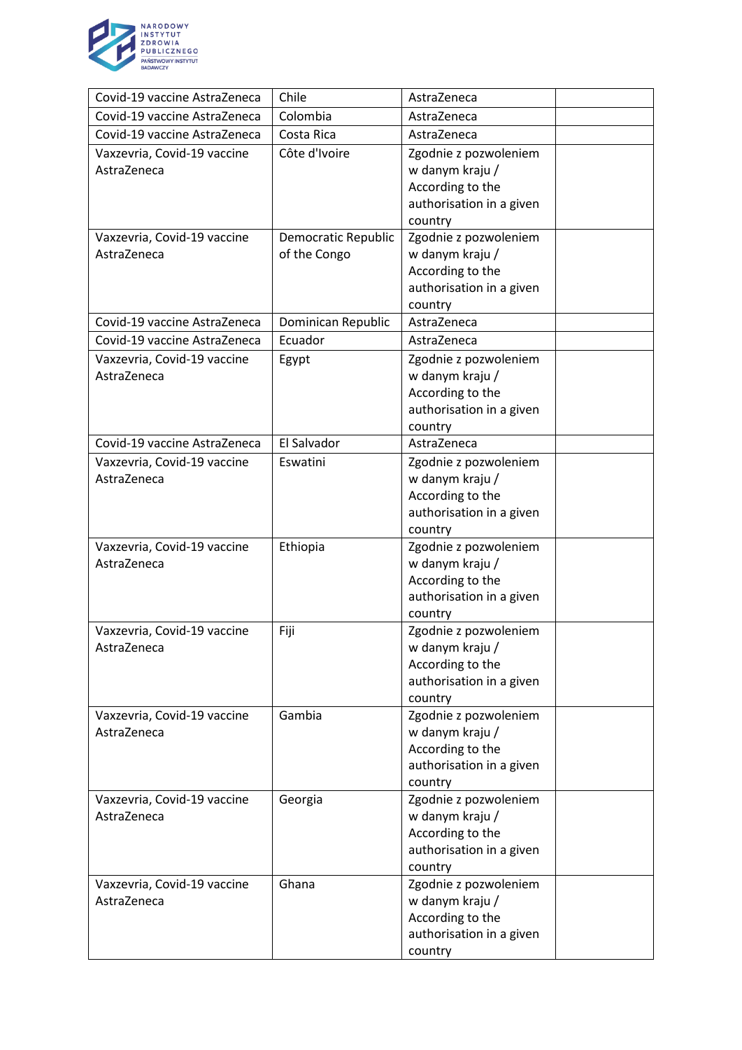| Covid-19 vaccine AstraZeneca | Chile | AstraZeneca | |
|---|---|---|---|
| Covid-19 vaccine AstraZeneca | Colombia | AstraZeneca | |
| Covid-19 vaccine AstraZeneca | Costa Rica | AstraZeneca | |
| Vaxzevria, Covid-19 vaccine AstraZeneca | Côte d'Ivoire | Zgodnie z pozwoleniem w danym kraju / According to the authorisation in a given country | |
| Vaxzevria, Covid-19 vaccine AstraZeneca | Democratic Republic of the Congo | Zgodnie z pozwoleniem w danym kraju / According to the authorisation in a given country | |
| Covid-19 vaccine AstraZeneca | Dominican Republic | AstraZeneca | |
| Covid-19 vaccine AstraZeneca | Ecuador | AstraZeneca | |
| Vaxzevria, Covid-19 vaccine AstraZeneca | Egypt | Zgodnie z pozwoleniem w danym kraju / According to the authorisation in a given country | |
| Covid-19 vaccine AstraZeneca | El Salvador | AstraZeneca | |
| Vaxzevria, Covid-19 vaccine AstraZeneca | Eswatini | Zgodnie z pozwoleniem w danym kraju / According to the authorisation in a given country | |
| Vaxzevria, Covid-19 vaccine AstraZeneca | Ethiopia | Zgodnie z pozwoleniem w danym kraju / According to the authorisation in a given country | |
| Vaxzevria, Covid-19 vaccine AstraZeneca | Fiji | Zgodnie z pozwoleniem w danym kraju / According to the authorisation in a given country | |
| Vaxzevria, Covid-19 vaccine AstraZeneca | Gambia | Zgodnie z pozwoleniem w danym kraju / According to the authorisation in a given country | |
| Vaxzevria, Covid-19 vaccine AstraZeneca | Georgia | Zgodnie z pozwoleniem w danym kraju / According to the authorisation in a given country | |
| Vaxzevria, Covid-19 vaccine AstraZeneca | Ghana | Zgodnie z pozwoleniem w danym kraju / According to the authorisation in a given country | |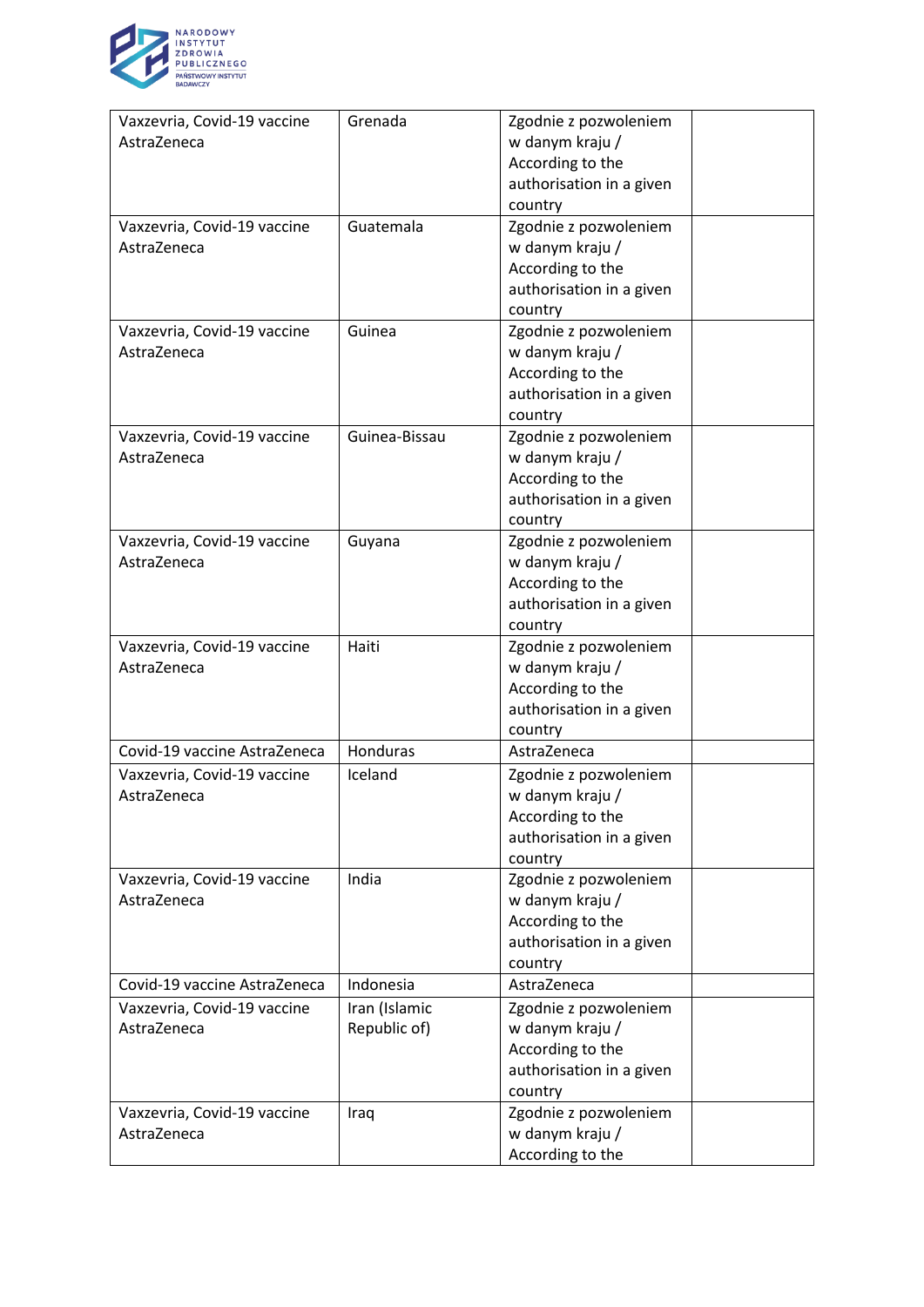| | | | |
|---|---|---|---|
| Vaxzevria, Covid-19 vaccine AstraZeneca | Grenada | Zgodnie z pozwoleniem w danym kraju / According to the authorisation in a given country | |
| Vaxzevria, Covid-19 vaccine AstraZeneca | Guatemala | Zgodnie z pozwoleniem w danym kraju / According to the authorisation in a given country | |
| Vaxzevria, Covid-19 vaccine AstraZeneca | Guinea | Zgodnie z pozwoleniem w danym kraju / According to the authorisation in a given country | |
| Vaxzevria, Covid-19 vaccine AstraZeneca | Guinea-Bissau | Zgodnie z pozwoleniem w danym kraju / According to the authorisation in a given country | |
| Vaxzevria, Covid-19 vaccine AstraZeneca | Guyana | Zgodnie z pozwoleniem w danym kraju / According to the authorisation in a given country | |
| Vaxzevria, Covid-19 vaccine AstraZeneca | Haiti | Zgodnie z pozwoleniem w danym kraju / According to the authorisation in a given country | |
| Covid-19 vaccine AstraZeneca | Honduras | AstraZeneca | |
| Vaxzevria, Covid-19 vaccine AstraZeneca | Iceland | Zgodnie z pozwoleniem w danym kraju / According to the authorisation in a given country | |
| Vaxzevria, Covid-19 vaccine AstraZeneca | India | Zgodnie z pozwoleniem w danym kraju / According to the authorisation in a given country | |
| Covid-19 vaccine AstraZeneca | Indonesia | AstraZeneca | |
| Vaxzevria, Covid-19 vaccine AstraZeneca | Iran (Islamic Republic of) | Zgodnie z pozwoleniem w danym kraju / According to the authorisation in a given country | |
| Vaxzevria, Covid-19 vaccine AstraZeneca | Iraq | Zgodnie z pozwoleniem w danym kraju / According to the | |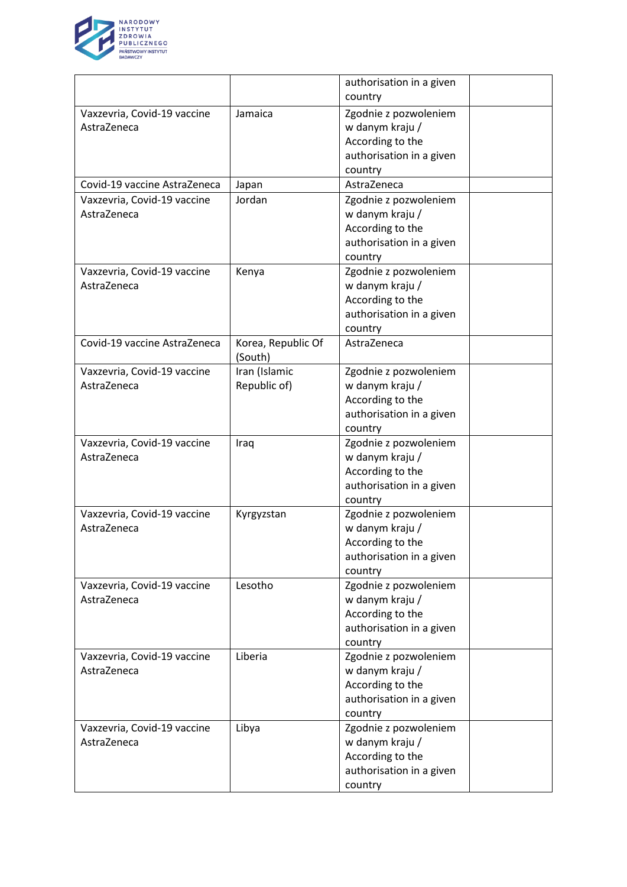| | | | |
|---|---|---|---|
| | | authorisation in a given country | |
| Vaxzevria, Covid-19 vaccine AstraZeneca | Jamaica | Zgodnie z pozwoleniem w danym kraju / According to the authorisation in a given country | |
| Covid-19 vaccine AstraZeneca | Japan | AstraZeneca | |
| Vaxzevria, Covid-19 vaccine AstraZeneca | Jordan | Zgodnie z pozwoleniem w danym kraju / According to the authorisation in a given country | |
| Vaxzevria, Covid-19 vaccine AstraZeneca | Kenya | Zgodnie z pozwoleniem w danym kraju / According to the authorisation in a given country | |
| Covid-19 vaccine AstraZeneca | Korea, Republic Of (South) | AstraZeneca | |
| Vaxzevria, Covid-19 vaccine AstraZeneca | Iran (Islamic Republic of) | Zgodnie z pozwoleniem w danym kraju / According to the authorisation in a given country | |
| Vaxzevria, Covid-19 vaccine AstraZeneca | Iraq | Zgodnie z pozwoleniem w danym kraju / According to the authorisation in a given country | |
| Vaxzevria, Covid-19 vaccine AstraZeneca | Kyrgyzstan | Zgodnie z pozwoleniem w danym kraju / According to the authorisation in a given country | |
| Vaxzevria, Covid-19 vaccine AstraZeneca | Lesotho | Zgodnie z pozwoleniem w danym kraju / According to the authorisation in a given country | |
| Vaxzevria, Covid-19 vaccine AstraZeneca | Liberia | Zgodnie z pozwoleniem w danym kraju / According to the authorisation in a given country | |
| Vaxzevria, Covid-19 vaccine AstraZeneca | Libya | Zgodnie z pozwoleniem w danym kraju / According to the authorisation in a given country | |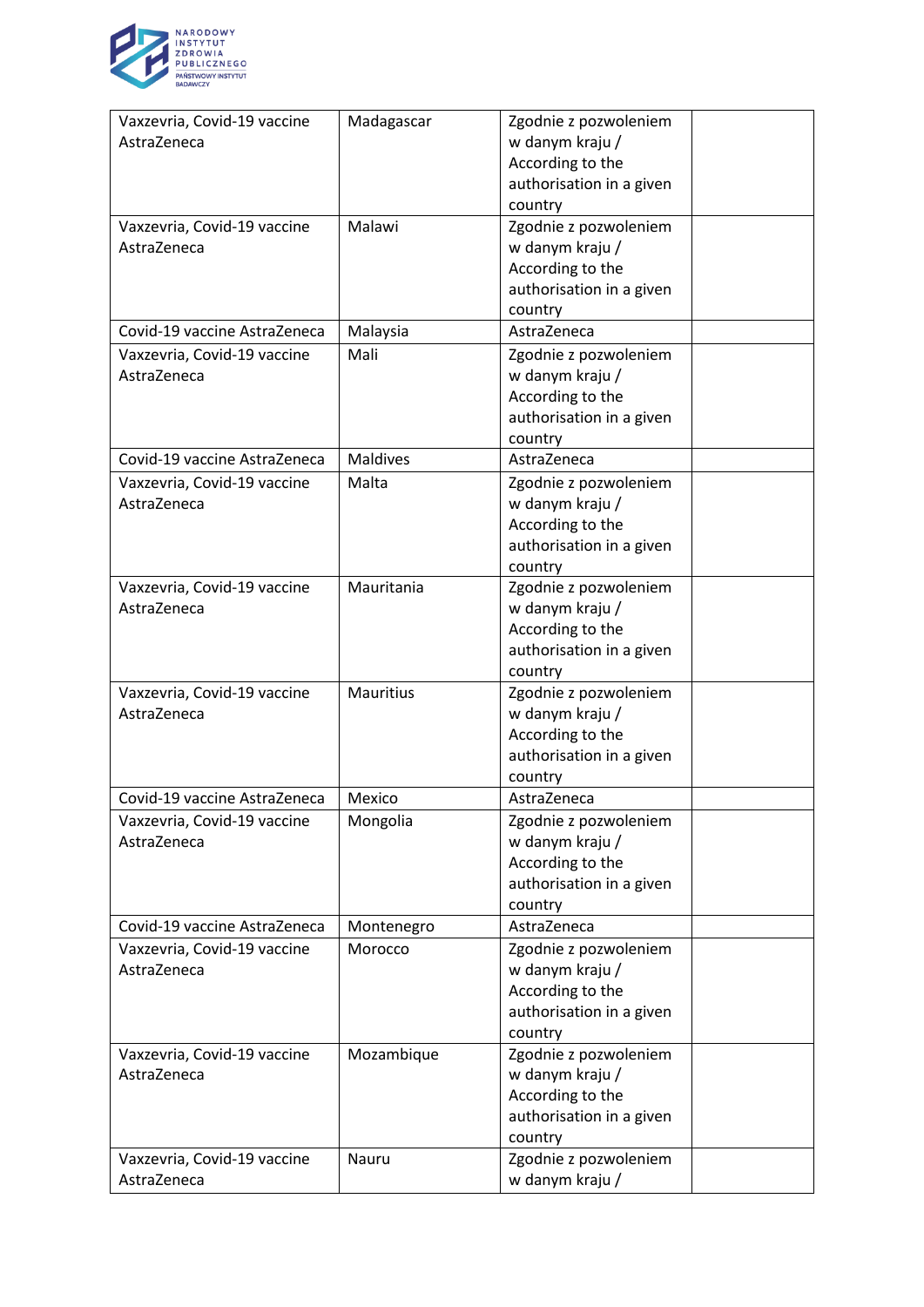| | | | |
|---|---|---|---|
| Vaxzevria, Covid-19 vaccine AstraZeneca | Madagascar | Zgodnie z pozwoleniem w danym kraju / According to the authorisation in a given country | |
| Vaxzevria, Covid-19 vaccine AstraZeneca | Malawi | Zgodnie z pozwoleniem w danym kraju / According to the authorisation in a given country | |
| Covid-19 vaccine AstraZeneca | Malaysia | AstraZeneca | |
| Vaxzevria, Covid-19 vaccine AstraZeneca | Mali | Zgodnie z pozwoleniem w danym kraju / According to the authorisation in a given country | |
| Covid-19 vaccine AstraZeneca | Maldives | AstraZeneca | |
| Vaxzevria, Covid-19 vaccine AstraZeneca | Malta | Zgodnie z pozwoleniem w danym kraju / According to the authorisation in a given country | |
| Vaxzevria, Covid-19 vaccine AstraZeneca | Mauritania | Zgodnie z pozwoleniem w danym kraju / According to the authorisation in a given country | |
| Vaxzevria, Covid-19 vaccine AstraZeneca | Mauritius | Zgodnie z pozwoleniem w danym kraju / According to the authorisation in a given country | |
| Covid-19 vaccine AstraZeneca | Mexico | AstraZeneca | |
| Vaxzevria, Covid-19 vaccine AstraZeneca | Mongolia | Zgodnie z pozwoleniem w danym kraju / According to the authorisation in a given country | |
| Covid-19 vaccine AstraZeneca | Montenegro | AstraZeneca | |
| Vaxzevria, Covid-19 vaccine AstraZeneca | Morocco | Zgodnie z pozwoleniem w danym kraju / According to the authorisation in a given country | |
| Vaxzevria, Covid-19 vaccine AstraZeneca | Mozambique | Zgodnie z pozwoleniem w danym kraju / According to the authorisation in a given country | |
| Vaxzevria, Covid-19 vaccine AstraZeneca | Nauru | Zgodnie z pozwoleniem w danym kraju / | |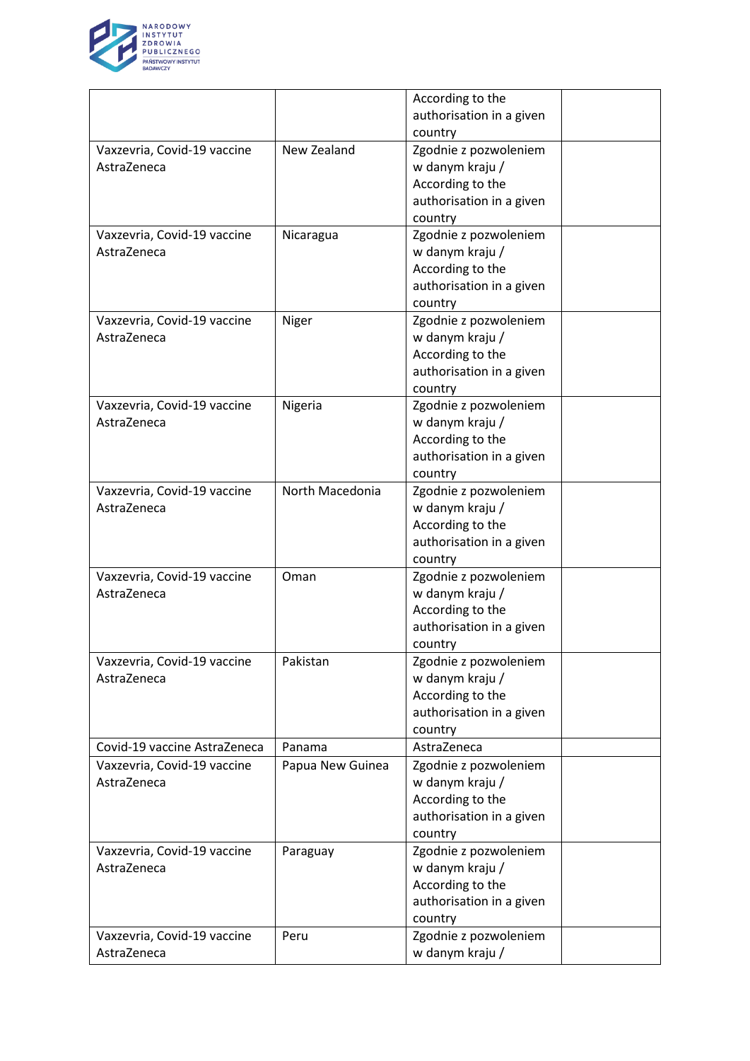| | | According to the authorisation in a given country | |
|---|---|---|---|
| Vaxzevria, Covid-19 vaccine AstraZeneca | New Zealand | Zgodnie z pozwoleniem w danym kraju / According to the authorisation in a given country | |
| Vaxzevria, Covid-19 vaccine AstraZeneca | Nicaragua | Zgodnie z pozwoleniem w danym kraju / According to the authorisation in a given country | |
| Vaxzevria, Covid-19 vaccine AstraZeneca | Niger | Zgodnie z pozwoleniem w danym kraju / According to the authorisation in a given country | |
| Vaxzevria, Covid-19 vaccine AstraZeneca | Nigeria | Zgodnie z pozwoleniem w danym kraju / According to the authorisation in a given country | |
| Vaxzevria, Covid-19 vaccine AstraZeneca | North Macedonia | Zgodnie z pozwoleniem w danym kraju / According to the authorisation in a given country | |
| Vaxzevria, Covid-19 vaccine AstraZeneca | Oman | Zgodnie z pozwoleniem w danym kraju / According to the authorisation in a given country | |
| Vaxzevria, Covid-19 vaccine AstraZeneca | Pakistan | Zgodnie z pozwoleniem w danym kraju / According to the authorisation in a given country | |
| Covid-19 vaccine AstraZeneca | Panama | AstraZeneca | |
| Vaxzevria, Covid-19 vaccine AstraZeneca | Papua New Guinea | Zgodnie z pozwoleniem w danym kraju / According to the authorisation in a given country | |
| Vaxzevria, Covid-19 vaccine AstraZeneca | Paraguay | Zgodnie z pozwoleniem w danym kraju / According to the authorisation in a given country | |
| Vaxzevria, Covid-19 vaccine AstraZeneca | Peru | Zgodnie z pozwoleniem w danym kraju / | |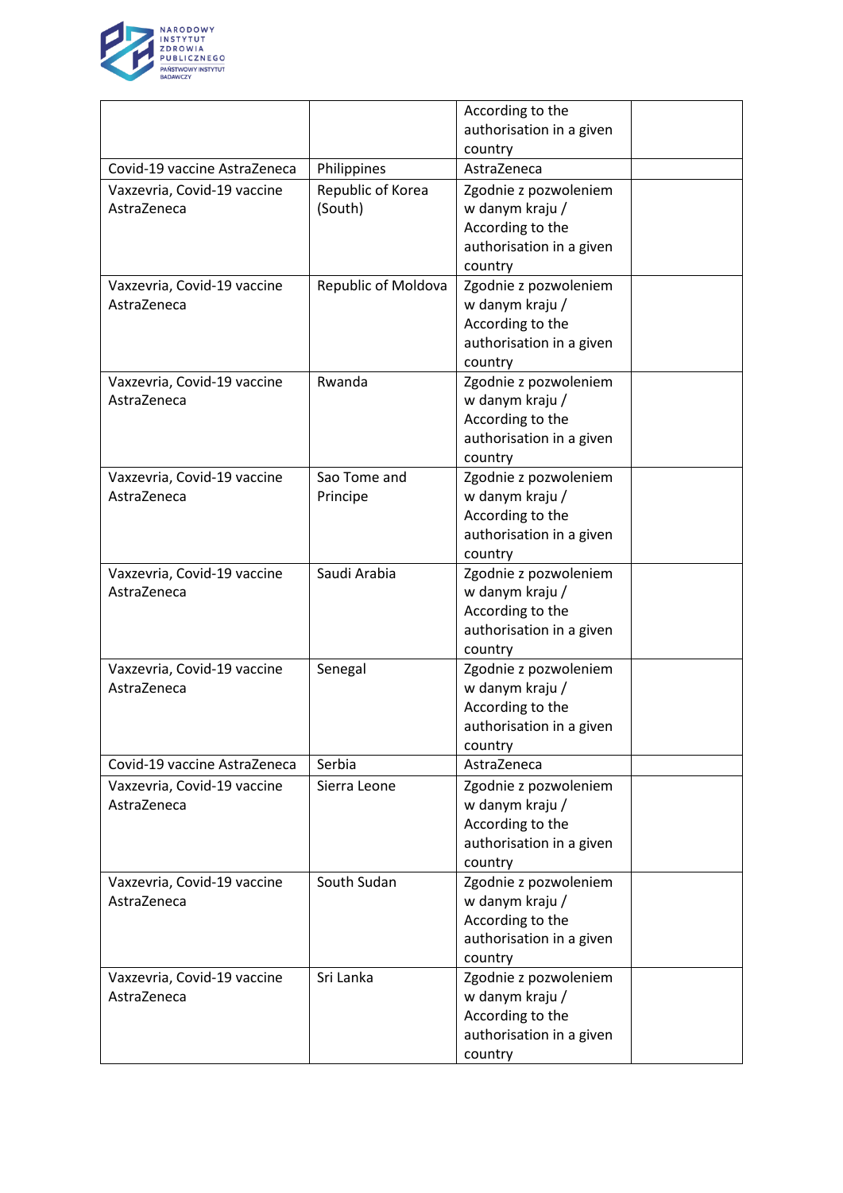| | | According to the authorisation in a given country | |
|---|---|---|---|
| Covid-19 vaccine AstraZeneca | Philippines | AstraZeneca | |
| Vaxzevria, Covid-19 vaccine AstraZeneca | Republic of Korea (South) | Zgodnie z pozwoleniem w danym kraju / According to the authorisation in a given country | |
| Vaxzevria, Covid-19 vaccine AstraZeneca | Republic of Moldova | Zgodnie z pozwoleniem w danym kraju / According to the authorisation in a given country | |
| Vaxzevria, Covid-19 vaccine AstraZeneca | Rwanda | Zgodnie z pozwoleniem w danym kraju / According to the authorisation in a given country | |
| Vaxzevria, Covid-19 vaccine AstraZeneca | Sao Tome and Principe | Zgodnie z pozwoleniem w danym kraju / According to the authorisation in a given country | |
| Vaxzevria, Covid-19 vaccine AstraZeneca | Saudi Arabia | Zgodnie z pozwoleniem w danym kraju / According to the authorisation in a given country | |
| Vaxzevria, Covid-19 vaccine AstraZeneca | Senegal | Zgodnie z pozwoleniem w danym kraju / According to the authorisation in a given country | |
| Covid-19 vaccine AstraZeneca | Serbia | AstraZeneca | |
| Vaxzevria, Covid-19 vaccine AstraZeneca | Sierra Leone | Zgodnie z pozwoleniem w danym kraju / According to the authorisation in a given country | |
| Vaxzevria, Covid-19 vaccine AstraZeneca | South Sudan | Zgodnie z pozwoleniem w danym kraju / According to the authorisation in a given country | |
| Vaxzevria, Covid-19 vaccine AstraZeneca | Sri Lanka | Zgodnie z pozwoleniem w danym kraju / According to the authorisation in a given country | |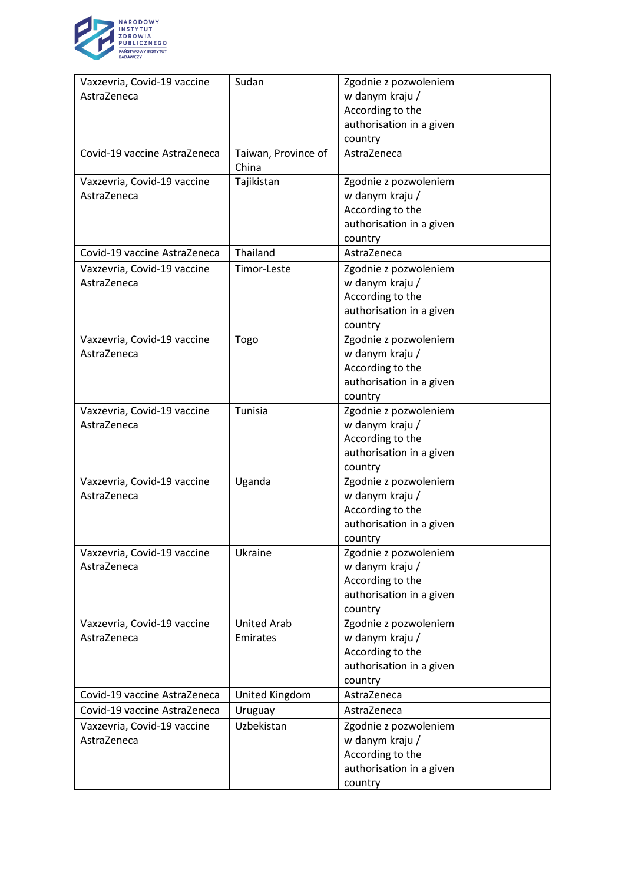| | | | |
|---|---|---|---|
| Vaxzevria, Covid-19 vaccine AstraZeneca | Sudan | Zgodnie z pozwoleniem w danym kraju / According to the authorisation in a given country | |
| Covid-19 vaccine AstraZeneca | Taiwan, Province of China | AstraZeneca | |
| Vaxzevria, Covid-19 vaccine AstraZeneca | Tajikistan | Zgodnie z pozwoleniem w danym kraju / According to the authorisation in a given country | |
| Covid-19 vaccine AstraZeneca | Thailand | AstraZeneca | |
| Vaxzevria, Covid-19 vaccine AstraZeneca | Timor-Leste | Zgodnie z pozwoleniem w danym kraju / According to the authorisation in a given country | |
| Vaxzevria, Covid-19 vaccine AstraZeneca | Togo | Zgodnie z pozwoleniem w danym kraju / According to the authorisation in a given country | |
| Vaxzevria, Covid-19 vaccine AstraZeneca | Tunisia | Zgodnie z pozwoleniem w danym kraju / According to the authorisation in a given country | |
| Vaxzevria, Covid-19 vaccine AstraZeneca | Uganda | Zgodnie z pozwoleniem w danym kraju / According to the authorisation in a given country | |
| Vaxzevria, Covid-19 vaccine AstraZeneca | Ukraine | Zgodnie z pozwoleniem w danym kraju / According to the authorisation in a given country | |
| Vaxzevria, Covid-19 vaccine AstraZeneca | United Arab Emirates | Zgodnie z pozwoleniem w danym kraju / According to the authorisation in a given country | |
| Covid-19 vaccine AstraZeneca | United Kingdom | AstraZeneca | |
| Covid-19 vaccine AstraZeneca | Uruguay | AstraZeneca | |
| Vaxzevria, Covid-19 vaccine AstraZeneca | Uzbekistan | Zgodnie z pozwoleniem w danym kraju / According to the authorisation in a given country | |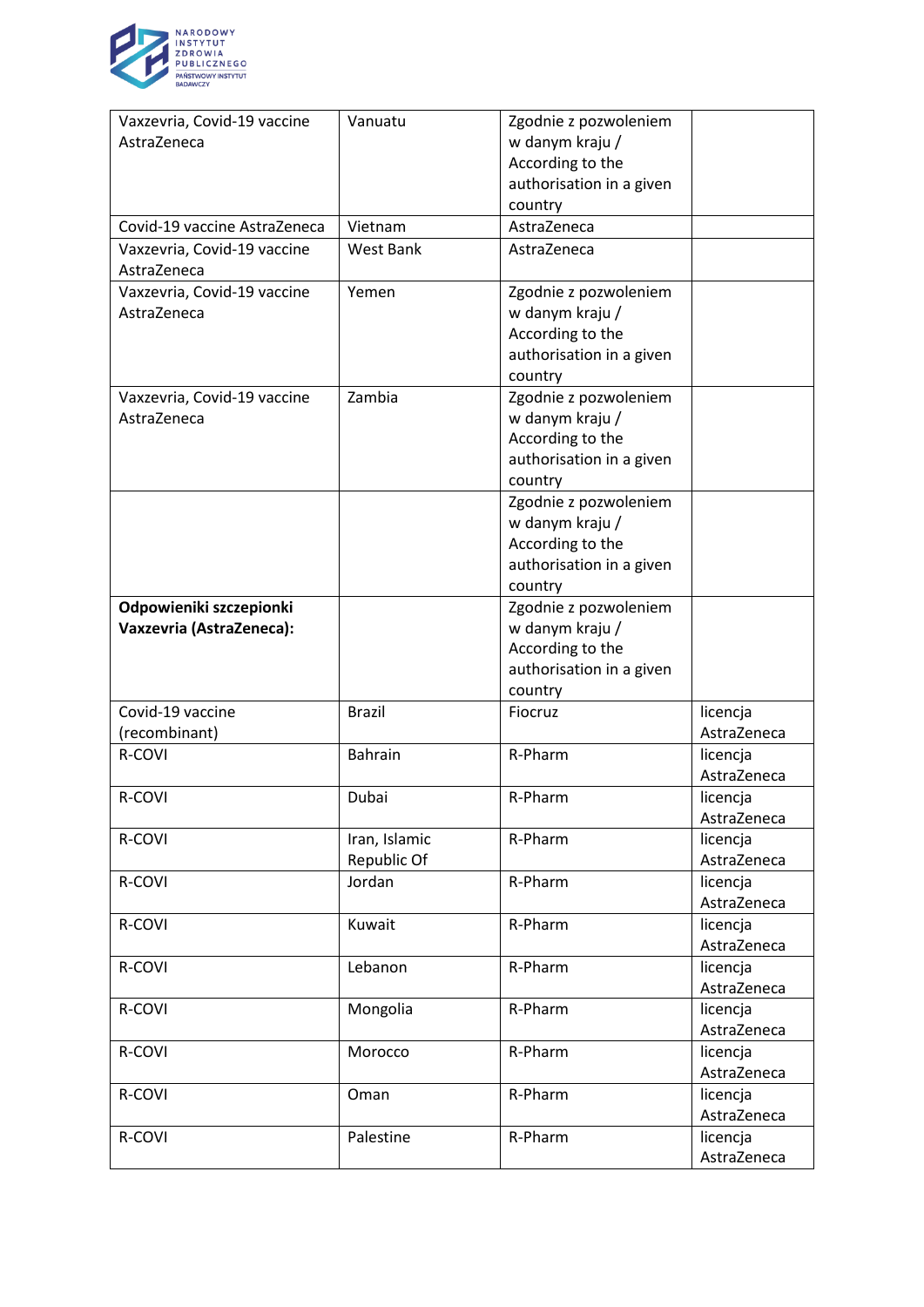| Vaxzevria, Covid-19 vaccine AstraZeneca | Vanuatu | Zgodnie z pozwoleniem w danym kraju / According to the authorisation in a given country | |
|---|---|---|---|
| Covid-19 vaccine AstraZeneca | Vietnam | AstraZeneca | |
| Vaxzevria, Covid-19 vaccine AstraZeneca | West Bank | AstraZeneca | |
| Vaxzevria, Covid-19 vaccine AstraZeneca | Yemen | Zgodnie z pozwoleniem w danym kraju / According to the authorisation in a given country | |
| Vaxzevria, Covid-19 vaccine AstraZeneca | Zambia | Zgodnie z pozwoleniem w danym kraju / According to the authorisation in a given country | |
| | | Zgodnie z pozwoleniem w danym kraju / According to the authorisation in a given country | |
| **Odpowieniki szczepionki Vaxzevria (AstraZeneca):** | | Zgodnie z pozwoleniem w danym kraju / According to the authorisation in a given country | |
| Covid-19 vaccine (recombinant) | Brazil | Fiocruz | licencja AstraZeneca |
| R-COVI | Bahrain | R-Pharm | licencja AstraZeneca |
| R-COVI | Dubai | R-Pharm | licencja AstraZeneca |
| R-COVI | Iran, Islamic Republic Of | R-Pharm | licencja AstraZeneca |
| R-COVI | Jordan | R-Pharm | licencja AstraZeneca |
| R-COVI | Kuwait | R-Pharm | licencja AstraZeneca |
| R-COVI | Lebanon | R-Pharm | licencja AstraZeneca |
| R-COVI | Mongolia | R-Pharm | licencja AstraZeneca |
| R-COVI | Morocco | R-Pharm | licencja AstraZeneca |
| R-COVI | Oman | R-Pharm | licencja AstraZeneca |
| R-COVI | Palestine | R-Pharm | licencja AstraZeneca |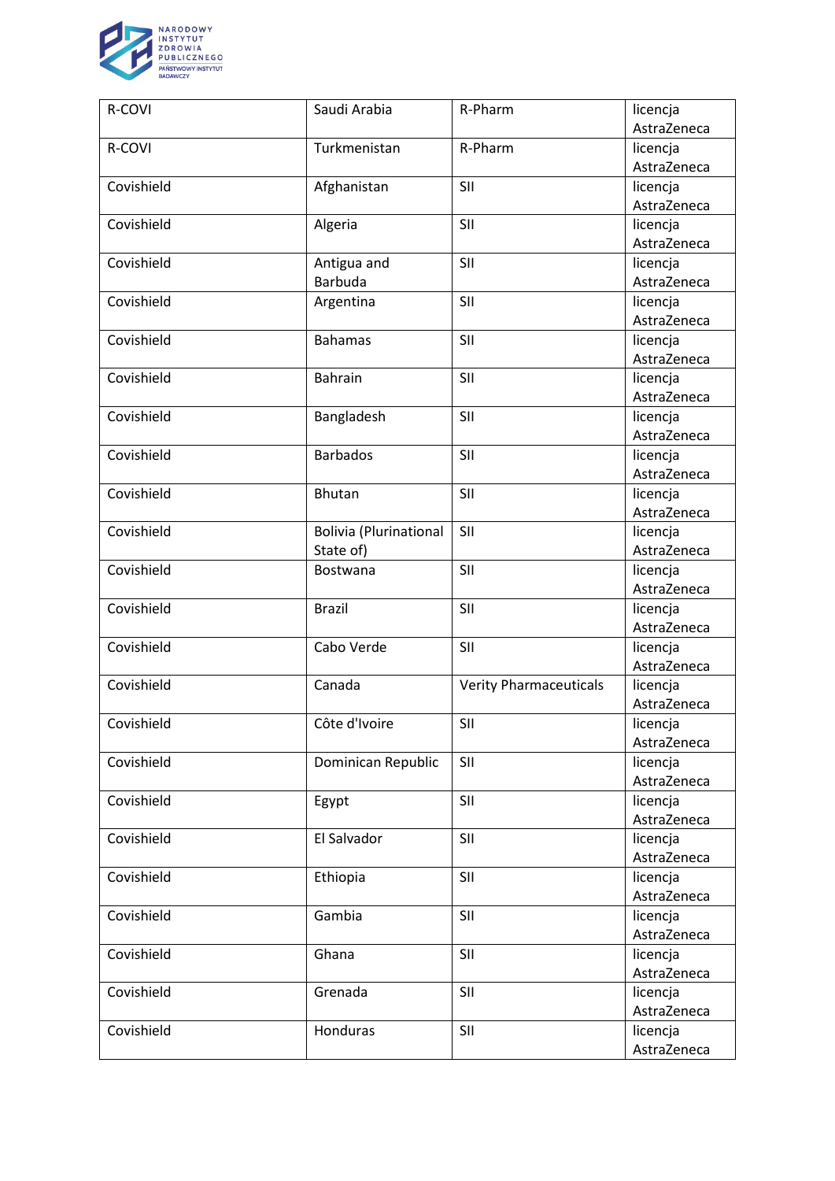| R-COVI | Saudi Arabia | R-Pharm | licencja AstraZeneca |
|---|---|---|---|
| R-COVI | Turkmenistan | R-Pharm | licencja AstraZeneca |
| Covishield | Afghanistan | SII | licencja AstraZeneca |
| Covishield | Algeria | SII | licencja AstraZeneca |
| Covishield | Antigua and Barbuda | SII | licencja AstraZeneca |
| Covishield | Argentina | SII | licencja AstraZeneca |
| Covishield | Bahamas | SII | licencja AstraZeneca |
| Covishield | Bahrain | SII | licencja AstraZeneca |
| Covishield | Bangladesh | SII | licencja AstraZeneca |
| Covishield | Barbados | SII | licencja AstraZeneca |
| Covishield | Bhutan | SII | licencja AstraZeneca |
| Covishield | Bolivia (Plurinational State of) | SII | licencja AstraZeneca |
| Covishield | Bostwana | SII | licencja AstraZeneca |
| Covishield | Brazil | SII | licencja AstraZeneca |
| Covishield | Cabo Verde | SII | licencja AstraZeneca |
| Covishield | Canada | Verity Pharmaceuticals | licencja AstraZeneca |
| Covishield | Côte d'Ivoire | SII | licencja AstraZeneca |
| Covishield | Dominican Republic | SII | licencja AstraZeneca |
| Covishield | Egypt | SII | licencja AstraZeneca |
| Covishield | El Salvador | SII | licencja AstraZeneca |
| Covishield | Ethiopia | SII | licencja AstraZeneca |
| Covishield | Gambia | SII | licencja AstraZeneca |
| Covishield | Ghana | SII | licencja AstraZeneca |
| Covishield | Grenada | SII | licencja AstraZeneca |
| Covishield | Honduras | SII | licencja AstraZeneca |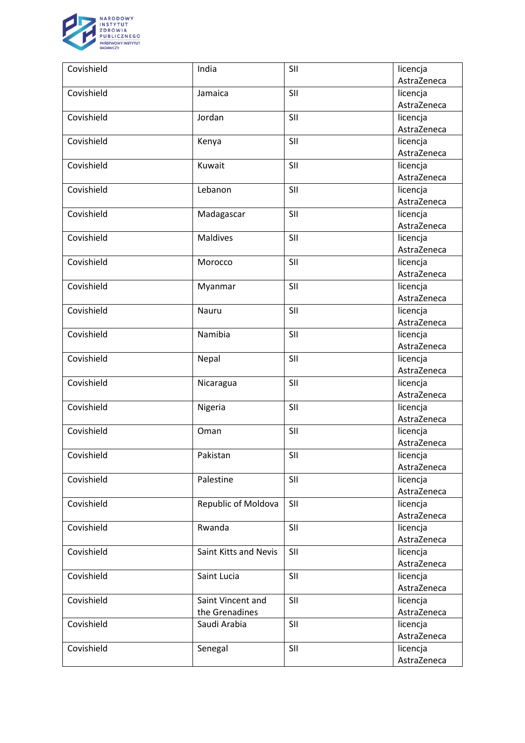| Covishield | India | SII | licencja AstraZeneca |
|---|---|---|---|
| Covishield | Jamaica | SII | licencja AstraZeneca |
| Covishield | Jordan | SII | licencja AstraZeneca |
| Covishield | Kenya | SII | licencja AstraZeneca |
| Covishield | Kuwait | SII | licencja AstraZeneca |
| Covishield | Lebanon | SII | licencja AstraZeneca |
| Covishield | Madagascar | SII | licencja AstraZeneca |
| Covishield | Maldives | SII | licencja AstraZeneca |
| Covishield | Morocco | SII | licencja AstraZeneca |
| Covishield | Myanmar | SII | licencja AstraZeneca |
| Covishield | Nauru | SII | licencja AstraZeneca |
| Covishield | Namibia | SII | licencja AstraZeneca |
| Covishield | Nepal | SII | licencja AstraZeneca |
| Covishield | Nicaragua | SII | licencja AstraZeneca |
| Covishield | Nigeria | SII | licencja AstraZeneca |
| Covishield | Oman | SII | licencja AstraZeneca |
| Covishield | Pakistan | SII | licencja AstraZeneca |
| Covishield | Palestine | SII | licencja AstraZeneca |
| Covishield | Republic of Moldova | SII | licencja AstraZeneca |
| Covishield | Rwanda | SII | licencja AstraZeneca |
| Covishield | Saint Kitts and Nevis | SII | licencja AstraZeneca |
| Covishield | Saint Lucia | SII | licencja AstraZeneca |
| Covishield | Saint Vincent and the Grenadines | SII | licencja AstraZeneca |
| Covishield | Saudi Arabia | SII | licencja AstraZeneca |
| Covishield | Senegal | SII | licencja AstraZeneca |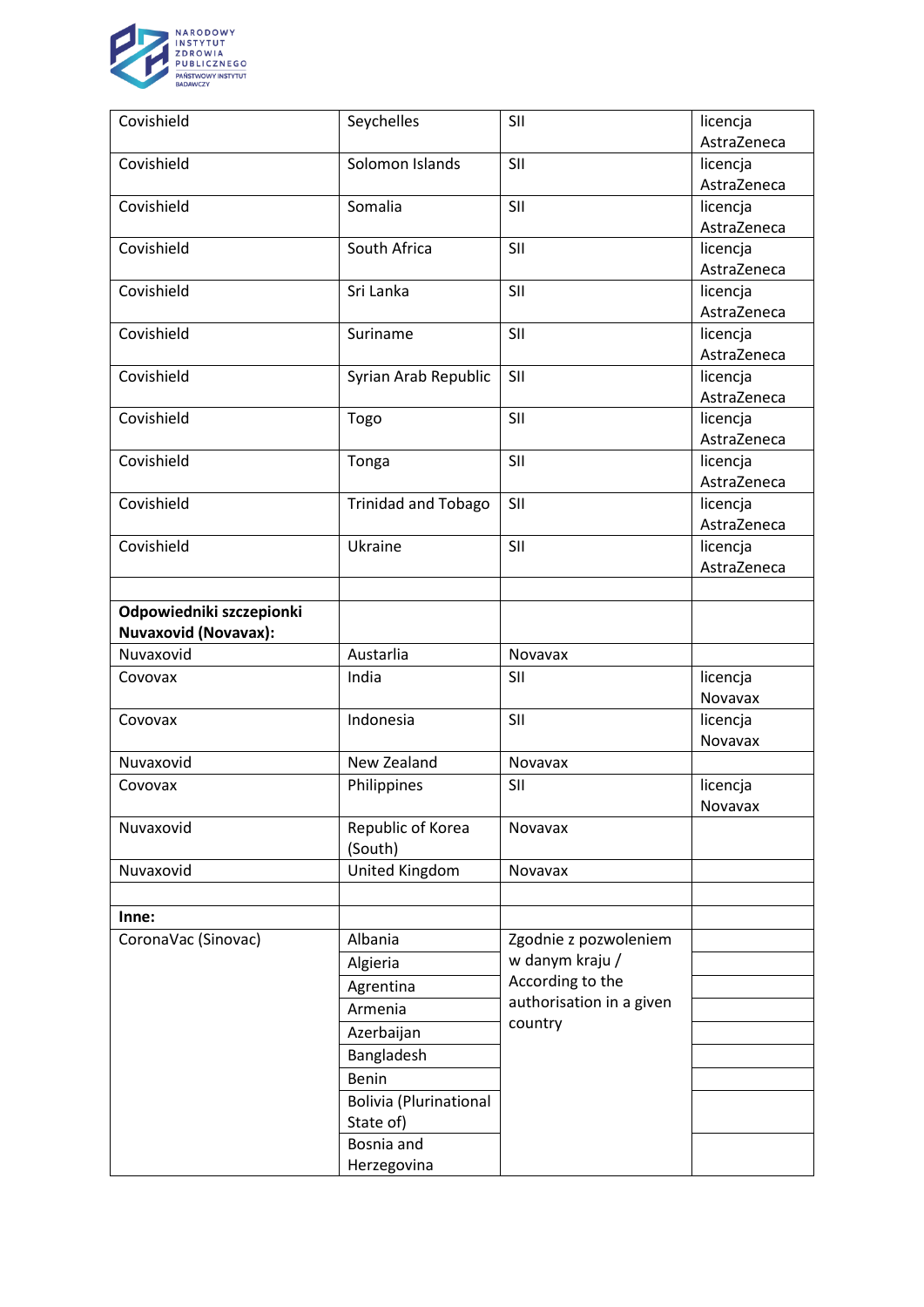| Covishield | Seychelles | SII | licencja AstraZeneca |
|---|---|---|---|
| Covishield | Solomon Islands | SII | licencja AstraZeneca |
| Covishield | Somalia | SII | licencja AstraZeneca |
| Covishield | South Africa | SII | licencja AstraZeneca |
| Covishield | Sri Lanka | SII | licencja AstraZeneca |
| Covishield | Suriname | SII | licencja AstraZeneca |
| Covishield | Syrian Arab Republic | SII | licencja AstraZeneca |
| Covishield | Togo | SII | licencja AstraZeneca |
| Covishield | Tonga | SII | licencja AstraZeneca |
| Covishield | Trinidad and Tobago | SII | licencja AstraZeneca |
| Covishield | Ukraine | SII | licencja AstraZeneca |
| | | | |
| **Odpowiedniki szczepionki Nuvaxovid (Novavax):** | | | |
| Nuvaxovid | Austarlia | Novavax | |
| Covovax | India | SII | licencja Novavax |
| Covovax | Indonesia | SII | licencja Novavax |
| Nuvaxovid | New Zealand | Novavax | |
| Covovax | Philippines | SII | licencja Novavax |
| Nuvaxovid | Republic of Korea (South) | Novavax | |
| Nuvaxovid | United Kingdom | Novavax | |
| | | | |
| **Inne:** | | | |
| CoronaVac (Sinovac) | Albania | Zgodnie z pozwoleniem w danym kraju / According to the authorisation in a given country | |
| | Algieria | | |
| | Agrentina | | |
| | Armenia | | |
| | Azerbaijan | | |
| | Bangladesh | | |
| | Benin | | |
| | Bolivia (Plurinational State of) | | |
| | Bosnia and Herzegovina | | |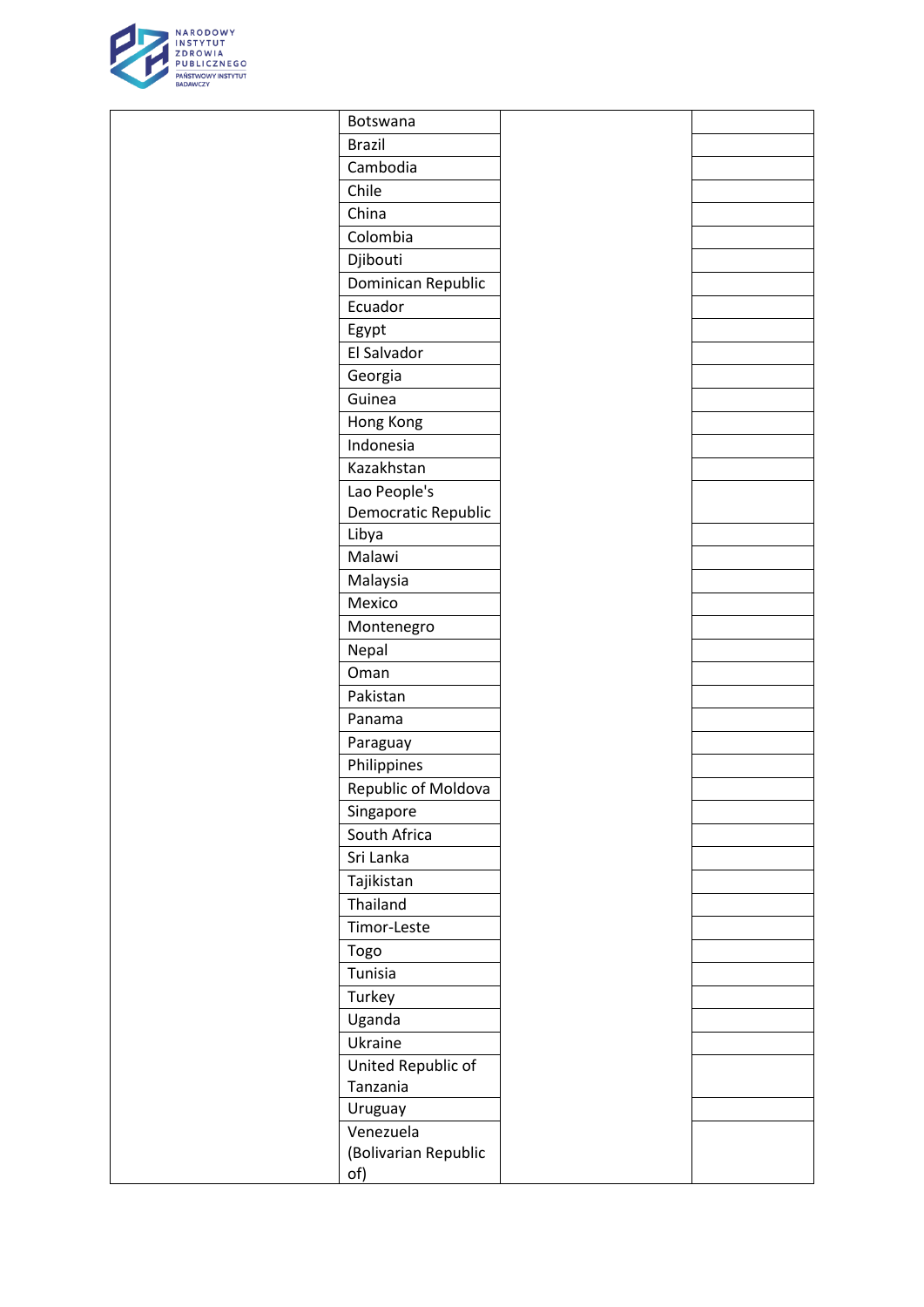| | | | |
|---|---|---|---|
| | Botswana | | |
| | Brazil | | |
| | Cambodia | | |
| | Chile | | |
| | China | | |
| | Colombia | | |
| | Djibouti | | |
| | Dominican Republic | | |
| | Ecuador | | |
| | Egypt | | |
| | El Salvador | | |
| | Georgia | | |
| | Guinea | | |
| | Hong Kong | | |
| | Indonesia | | |
| | Kazakhstan | | |
| | Lao People's Democratic Republic | | |
| | Libya | | |
| | Malawi | | |
| | Malaysia | | |
| | Mexico | | |
| | Montenegro | | |
| | Nepal | | |
| | Oman | | |
| | Pakistan | | |
| | Panama | | |
| | Paraguay | | |
| | Philippines | | |
| | Republic of Moldova | | |
| | Singapore | | |
| | South Africa | | |
| | Sri Lanka | | |
| | Tajikistan | | |
| | Thailand | | |
| | Timor-Leste | | |
| | Togo | | |
| | Tunisia | | |
| | Turkey | | |
| | Uganda | | |
| | Ukraine | | |
| | United Republic of Tanzania | | |
| | Uruguay | | |
| | Venezuela (Bolivarian Republic of) | | |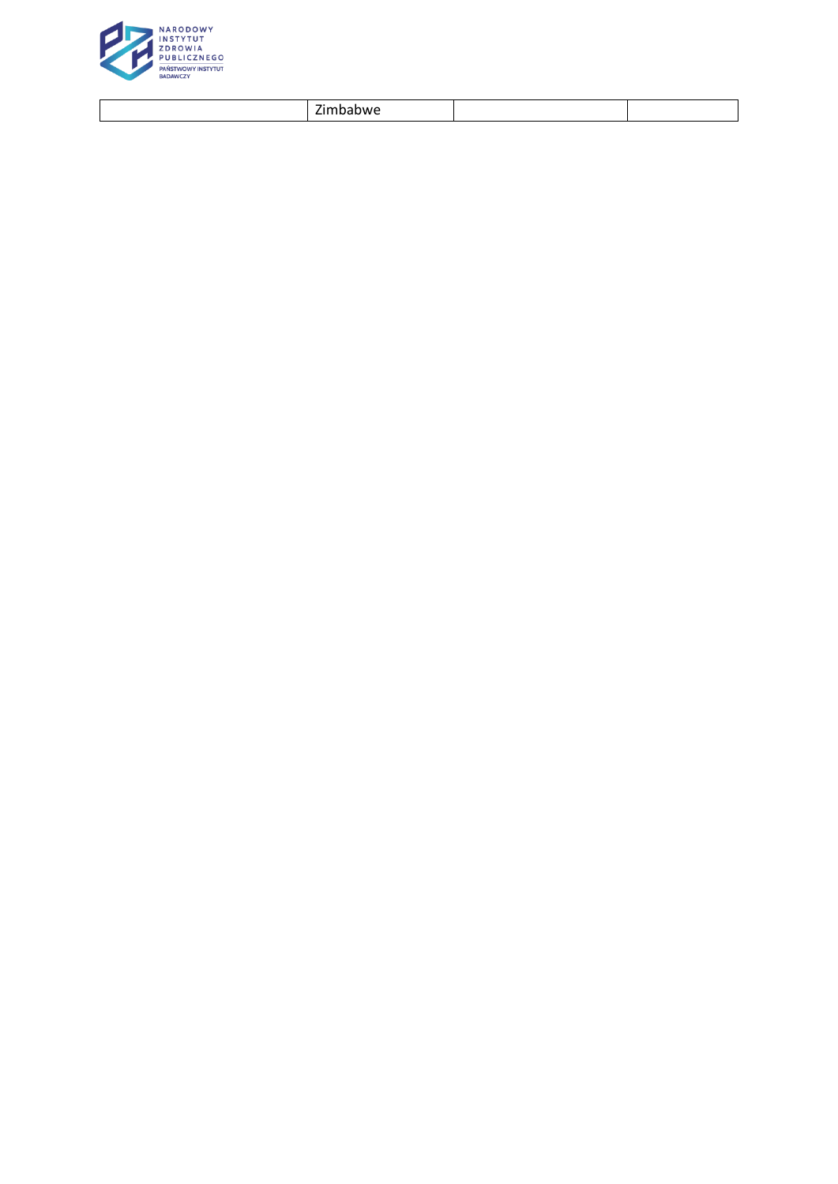| | | | |
|---|---|---|---|
| | Zimbabwe | | |